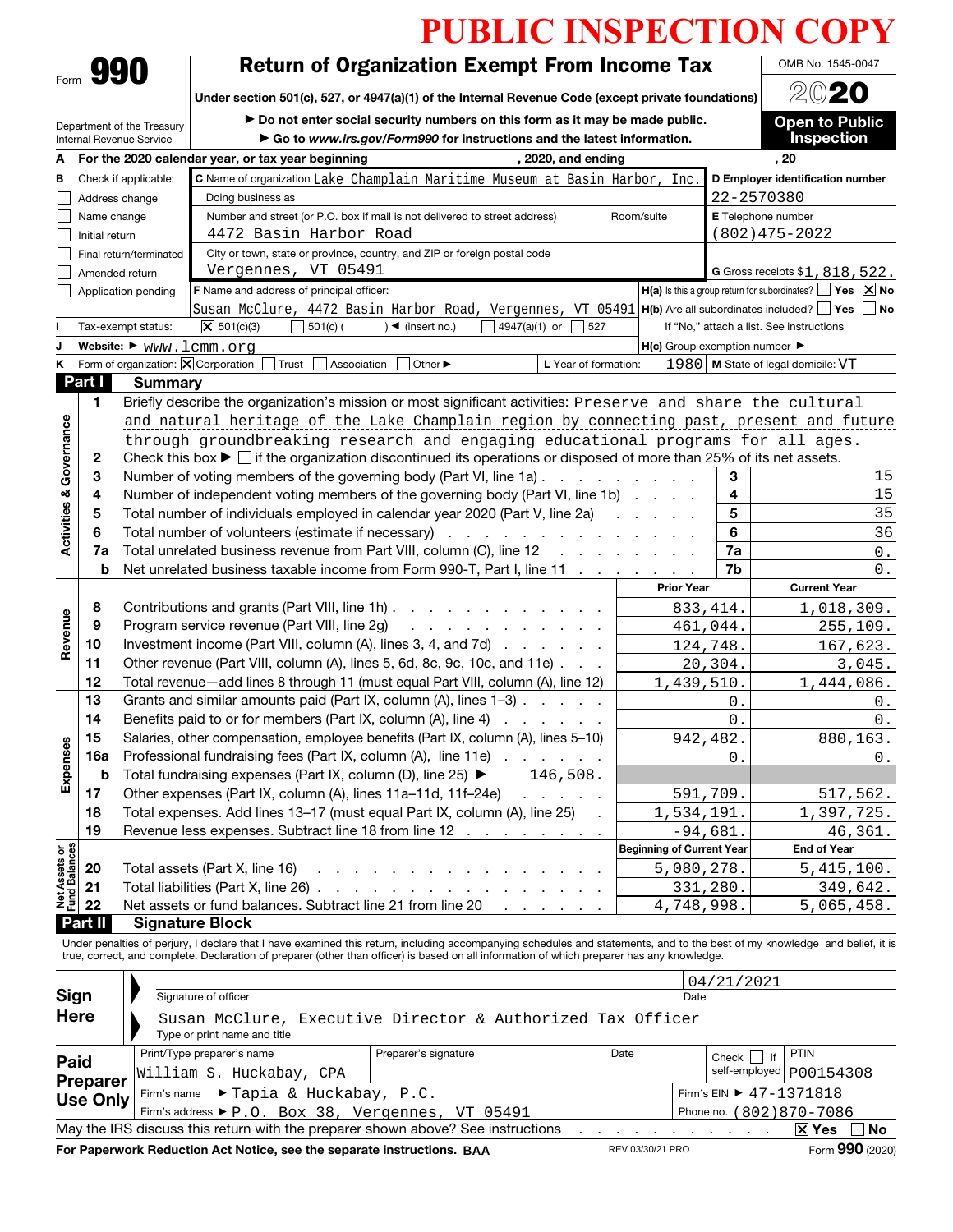# PUBLIC INSPECTION COPY

Form **990**

## Return of Organization Exempt From Income Tax

**Under section 501(c), 527, or 4947(a)(1) of the Internal Revenue Code (except private foundations)**

▶ Do not enter social security numbers on this form as it may be made public.
▶ Go to *www.irs.gov/Form990* for instructions and the latest information.

OMB No. 1545-0047

**2020**

**Open to Public Inspection**

Department of the Treasury
Internal Revenue Service

**A** For the 2020 calendar year, or tax year beginning , 2020, and ending , 20

**B** Check if applicable:
- ☐ Address change
- ☐ Name change
- ☐ Initial return
- ☐ Final return/terminated
- ☐ Amended return
- ☐ Application pending

**C** Name of organization: Lake Champlain Maritime Museum at Basin Harbor, Inc.

Doing business as

Number and street (or P.O. box if mail is not delivered to street address): 4472 Basin Harbor Road | Room/suite

City or town, state or province, country, and ZIP or foreign postal code: Vergennes, VT 05491

**D Employer identification number:** 22-2570380

**E** Telephone number: (802)475-2022

**G** Gross receipts $1,818,522.

**F** Name and address of principal officer: Susan McClure, 4472 Basin Harbor Road, Vergennes, VT 05491

**H(a)** Is this a group return for subordinates? ☐ Yes ☒ No

**H(b)** Are all subordinates included? ☐ Yes ☐ No
If "No," attach a list. See instructions

**I** Tax-exempt status: ☒ 501(c)(3) ☐ 501(c) ( ) ◀ (insert no.) ☐ 4947(a)(1) or ☐ 527

**J** Website: ▶ www.lcmm.org

**H(c)** Group exemption number ▶

**K** Form of organization: ☒ Corporation ☐ Trust ☐ Association ☐ Other ▶

**L** Year of formation: 1980 **M** State of legal domicile: VT

## Part I Summary

**Activities & Governance**

| | | | |
|---|---|---|---|
| 1 | Briefly describe the organization's mission or most significant activities: Preserve and share the cultural and natural heritage of the Lake Champlain region by connecting past, present and future through groundbreaking research and engaging educational programs for all ages. | | |
| 2 | Check this box ▶ ☐ if the organization discontinued its operations or disposed of more than 25% of its net assets. | | |
| 3 | Number of voting members of the governing body (Part VI, line 1a) | 3 | 15 |
| 4 | Number of independent voting members of the governing body (Part VI, line 1b) | 4 | 15 |
| 5 | Total number of individuals employed in calendar year 2020 (Part V, line 2a) | 5 | 35 |
| 6 | Total number of volunteers (estimate if necessary) | 6 | 36 |
| 7a | Total unrelated business revenue from Part VIII, column (C), line 12 | 7a | 0. |
| b | Net unrelated business taxable income from Form 990-T, Part I, line 11 | 7b | 0. |

| | | | Prior Year | Current Year |
|---|---|---|---|---|
| **Revenue** | 8 | Contributions and grants (Part VIII, line 1h) | 833,414. | 1,018,309. |
| | 9 | Program service revenue (Part VIII, line 2g) | 461,044. | 255,109. |
| | 10 | Investment income (Part VIII, column (A), lines 3, 4, and 7d) | 124,748. | 167,623. |
| | 11 | Other revenue (Part VIII, column (A), lines 5, 6d, 8c, 9c, 10c, and 11e) | 20,304. | 3,045. |
| | 12 | Total revenue—add lines 8 through 11 (must equal Part VIII, column (A), line 12) | 1,439,510. | 1,444,086. |
| **Expenses** | 13 | Grants and similar amounts paid (Part IX, column (A), lines 1–3) | 0. | 0. |
| | 14 | Benefits paid to or for members (Part IX, column (A), line 4) | 0. | 0. |
| | 15 | Salaries, other compensation, employee benefits (Part IX, column (A), lines 5–10) | 942,482. | 880,163. |
| | 16a | Professional fundraising fees (Part IX, column (A), line 11e) | 0. | 0. |
| | b | Total fundraising expenses (Part IX, column (D), line 25) ▶ 146,508. | | |
| | 17 | Other expenses (Part IX, column (A), lines 11a–11d, 11f–24e) | 591,709. | 517,562. |
| | 18 | Total expenses. Add lines 13–17 (must equal Part IX, column (A), line 25) | 1,534,191. | 1,397,725. |
| | 19 | Revenue less expenses. Subtract line 18 from line 12 | -94,681. | 46,361. |
| | | | **Beginning of Current Year** | **End of Year** |
| **Net Assets or Fund Balances** | 20 | Total assets (Part X, line 16) | 5,080,278. | 5,415,100. |
| | 21 | Total liabilities (Part X, line 26) | 331,280. | 349,642. |
| | 22 | Net assets or fund balances. Subtract line 21 from line 20 | 4,748,998. | 5,065,458. |

## Part II Signature Block

Under penalties of perjury, I declare that I have examined this return, including accompanying schedules and statements, and to the best of my knowledge and belief, it is true, correct, and complete. Declaration of preparer (other than officer) is based on all information of which preparer has any knowledge.

**Sign Here**

Signature of officer | Date: 04/21/2021

Susan McClure, Executive Director & Authorized Tax Officer
Type or print name and title

**Paid Preparer Use Only**

| Print/Type preparer's name | Preparer's signature | Date | Check ☐ if self-employed | PTIN |
|---|---|---|---|---|
| William S. Huckabay, CPA | | | | P00154308 |

Firm's name ▶ Tapia & Huckabay, P.C. | Firm's EIN ▶ 47-1371818

Firm's address ▶ P.O. Box 38, Vergennes, VT 05491 | Phone no. (802)870-7086

May the IRS discuss this return with the preparer shown above? See instructions ☒ Yes ☐ No

**For Paperwork Reduction Act Notice, see the separate instructions.** BAA REV 03/30/21 PRO Form **990** (2020)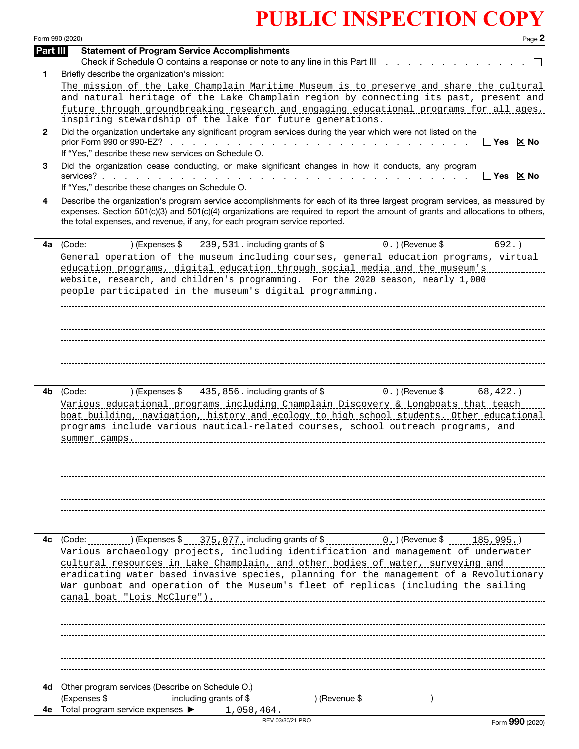# PUBLIC INSPECTION COPY

Form 990 (2020)

## Part III — Statement of Program Service Accomplishments

Check if Schedule O contains a response or note to any line in this Part III . . . . . . . . . . . . . . ☐

**1** Briefly describe the organization's mission:

The mission of the Lake Champlain Maritime Museum is to preserve and share the cultural and natural heritage of the Lake Champlain region by connecting its past, present and future through groundbreaking research and engaging educational programs for all ages, inspiring stewardship of the lake for future generations.

**2** Did the organization undertake any significant program services during the year which were not listed on the prior Form 990 or 990-EZ? . . . . . . . . . . . . . . . . . . . . . . . . ☐ Yes ☒ No

If "Yes," describe these new services on Schedule O.

**3** Did the organization cease conducting, or make significant changes in how it conducts, any program services? . . . . . . . . . . . . . . . . . . . . . . . . . . . . . ☐ Yes ☒ No

If "Yes," describe these changes on Schedule O.

**4** Describe the organization's program service accomplishments for each of its three largest program services, as measured by expenses. Section 501(c)(3) and 501(c)(4) organizations are required to report the amount of grants and allocations to others, the total expenses, and revenue, if any, for each program service reported.

**4a** (Code: ) (Expenses $ 239,531. including grants of $ 0.) (Revenue $ 692.)

General operation of the museum including courses, general education programs, virtual education programs, digital education through social media and the museum's website, research, and children's programming. For the 2020 season, nearly 1,000 people participated in the museum's digital programming.

**4b** (Code: ) (Expenses $ 435,856. including grants of $ 0.) (Revenue $ 68,422.)

Various educational programs including Champlain Discovery & Longboats that teach boat building, navigation, history and ecology to high school students. Other educational programs include various nautical-related courses, school outreach programs, and summer camps.

**4c** (Code: ) (Expenses $ 375,077. including grants of $ 0.) (Revenue $ 185,995.)

Various archaeology projects, including identification and management of underwater cultural resources in Lake Champlain, and other bodies of water, surveying and eradicating water based invasive species, planning for the management of a Revolutionary War gunboat and operation of the Museum's fleet of replicas (including the sailing canal boat "Lois McClure").

**4d** Other program services (Describe on Schedule O.)

(Expenses $ including grants of $ ) (Revenue $ )

**4e** Total program service expenses ▶ 1,050,464.

REV 03/30/21 PRO

Form **990** (2020)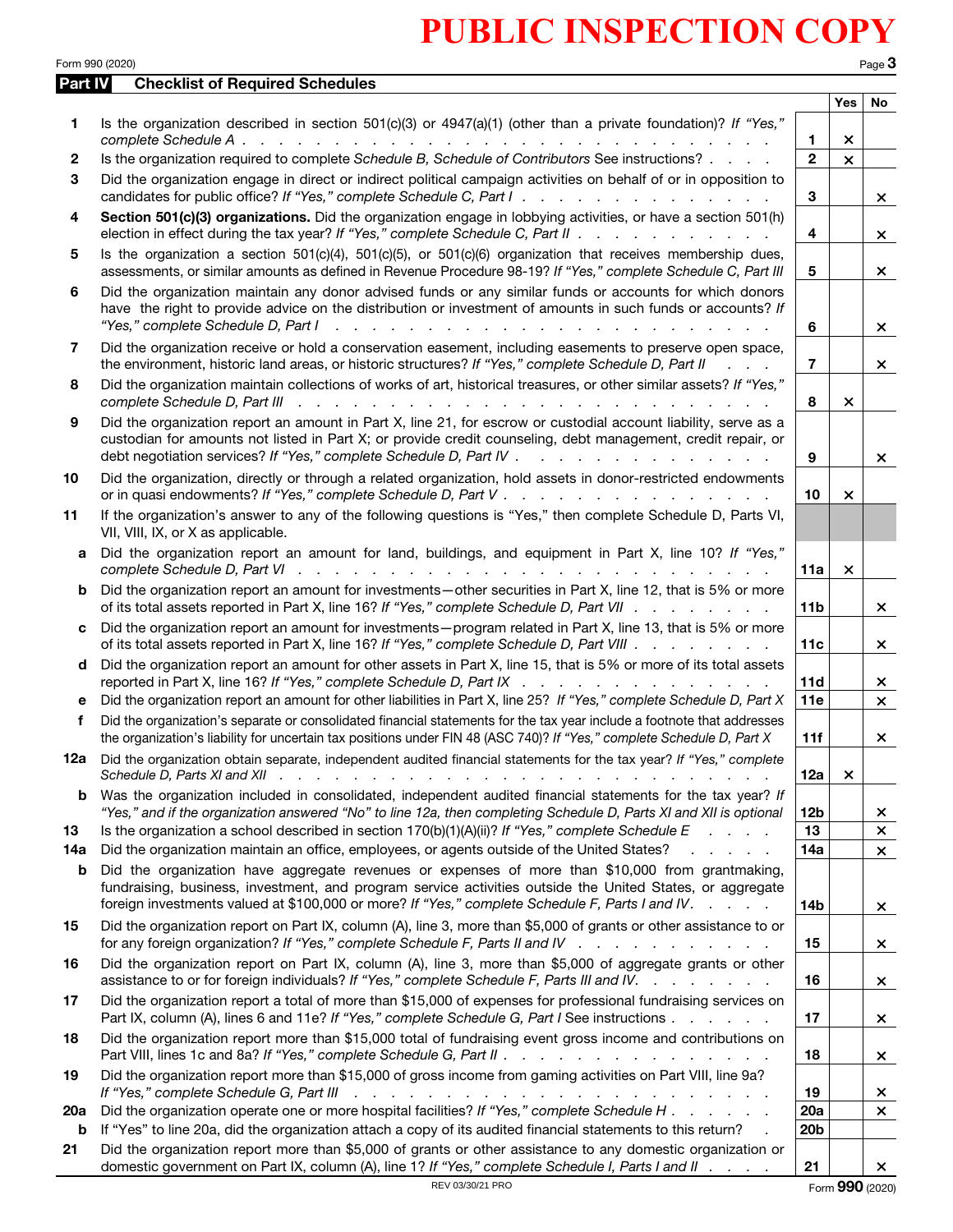PUBLIC INSPECTION COPY

Form 990 (2020)

## Part IV Checklist of Required Schedules

| | | | Yes | No |
|---|---|---|---|---|
| **1** | Is the organization described in section 501(c)(3) or 4947(a)(1) (other than a private foundation)? *If "Yes," complete Schedule A* | 1 | × | |
| **2** | Is the organization required to complete *Schedule B, Schedule of Contributors* See instructions? | 2 | × | |
| **3** | Did the organization engage in direct or indirect political campaign activities on behalf of or in opposition to candidates for public office? *If "Yes," complete Schedule C, Part I* | 3 | | × |
| **4** | **Section 501(c)(3) organizations.** Did the organization engage in lobbying activities, or have a section 501(h) election in effect during the tax year? *If "Yes," complete Schedule C, Part II* | 4 | | × |
| **5** | Is the organization a section 501(c)(4), 501(c)(5), or 501(c)(6) organization that receives membership dues, assessments, or similar amounts as defined in Revenue Procedure 98-19? *If "Yes," complete Schedule C, Part III* | 5 | | × |
| **6** | Did the organization maintain any donor advised funds or any similar funds or accounts for which donors have the right to provide advice on the distribution or investment of amounts in such funds or accounts? *If "Yes," complete Schedule D, Part I* | 6 | | × |
| **7** | Did the organization receive or hold a conservation easement, including easements to preserve open space, the environment, historic land areas, or historic structures? *If "Yes," complete Schedule D, Part II* | 7 | | × |
| **8** | Did the organization maintain collections of works of art, historical treasures, or other similar assets? *If "Yes," complete Schedule D, Part III* | 8 | × | |
| **9** | Did the organization report an amount in Part X, line 21, for escrow or custodial account liability, serve as a custodian for amounts not listed in Part X; or provide credit counseling, debt management, credit repair, or debt negotiation services? *If "Yes," complete Schedule D, Part IV* | 9 | | × |
| **10** | Did the organization, directly or through a related organization, hold assets in donor-restricted endowments or in quasi endowments? *If "Yes," complete Schedule D, Part V* | 10 | × | |
| **11** | If the organization's answer to any of the following questions is "Yes," then complete Schedule D, Parts VI, VII, VIII, IX, or X as applicable. | | | |
| **a** | Did the organization report an amount for land, buildings, and equipment in Part X, line 10? *If "Yes," complete Schedule D, Part VI* | 11a | × | |
| **b** | Did the organization report an amount for investments—other securities in Part X, line 12, that is 5% or more of its total assets reported in Part X, line 16? *If "Yes," complete Schedule D, Part VII* | 11b | | × |
| **c** | Did the organization report an amount for investments—program related in Part X, line 13, that is 5% or more of its total assets reported in Part X, line 16? *If "Yes," complete Schedule D, Part VIII* | 11c | | × |
| **d** | Did the organization report an amount for other assets in Part X, line 15, that is 5% or more of its total assets reported in Part X, line 16? *If "Yes," complete Schedule D, Part IX* | 11d | | × |
| **e** | Did the organization report an amount for other liabilities in Part X, line 25? *If "Yes," complete Schedule D, Part X* | 11e | | × |
| **f** | Did the organization's separate or consolidated financial statements for the tax year include a footnote that addresses the organization's liability for uncertain tax positions under FIN 48 (ASC 740)? *If "Yes," complete Schedule D, Part X* | 11f | | × |
| **12a** | Did the organization obtain separate, independent audited financial statements for the tax year? *If "Yes," complete Schedule D, Parts XI and XII* | 12a | × | |
| **b** | Was the organization included in consolidated, independent audited financial statements for the tax year? *If "Yes," and if the organization answered "No" to line 12a, then completing Schedule D, Parts XI and XII is optional* | 12b | | × |
| **13** | Is the organization a school described in section 170(b)(1)(A)(ii)? *If "Yes," complete Schedule E* | 13 | | × |
| **14a** | Did the organization maintain an office, employees, or agents outside of the United States? | 14a | | × |
| **b** | Did the organization have aggregate revenues or expenses of more than $10,000 from grantmaking, fundraising, business, investment, and program service activities outside the United States, or aggregate foreign investments valued at $100,000 or more? *If "Yes," complete Schedule F, Parts I and IV* | 14b | | × |
| **15** | Did the organization report on Part IX, column (A), line 3, more than $5,000 of grants or other assistance to or for any foreign organization? *If "Yes," complete Schedule F, Parts II and IV* | 15 | | × |
| **16** | Did the organization report on Part IX, column (A), line 3, more than $5,000 of aggregate grants or other assistance to or for foreign individuals? *If "Yes," complete Schedule F, Parts III and IV.* | 16 | | × |
| **17** | Did the organization report a total of more than $15,000 of expenses for professional fundraising services on Part IX, column (A), lines 6 and 11e? *If "Yes," complete Schedule G, Part I* See instructions | 17 | | × |
| **18** | Did the organization report more than $15,000 total of fundraising event gross income and contributions on Part VIII, lines 1c and 8a? *If "Yes," complete Schedule G, Part II* | 18 | | × |
| **19** | Did the organization report more than $15,000 of gross income from gaming activities on Part VIII, line 9a? *If "Yes," complete Schedule G, Part III* | 19 | | × |
| **20a** | Did the organization operate one or more hospital facilities? *If "Yes," complete Schedule H* | 20a | | × |
| **b** | If "Yes" to line 20a, did the organization attach a copy of its audited financial statements to this return? | 20b | | |
| **21** | Did the organization report more than $5,000 of grants or other assistance to any domestic organization or domestic government on Part IX, column (A), line 1? *If "Yes," complete Schedule I, Parts I and II* | 21 | | × |

REV 03/30/21 PRO

Form **990** (2020)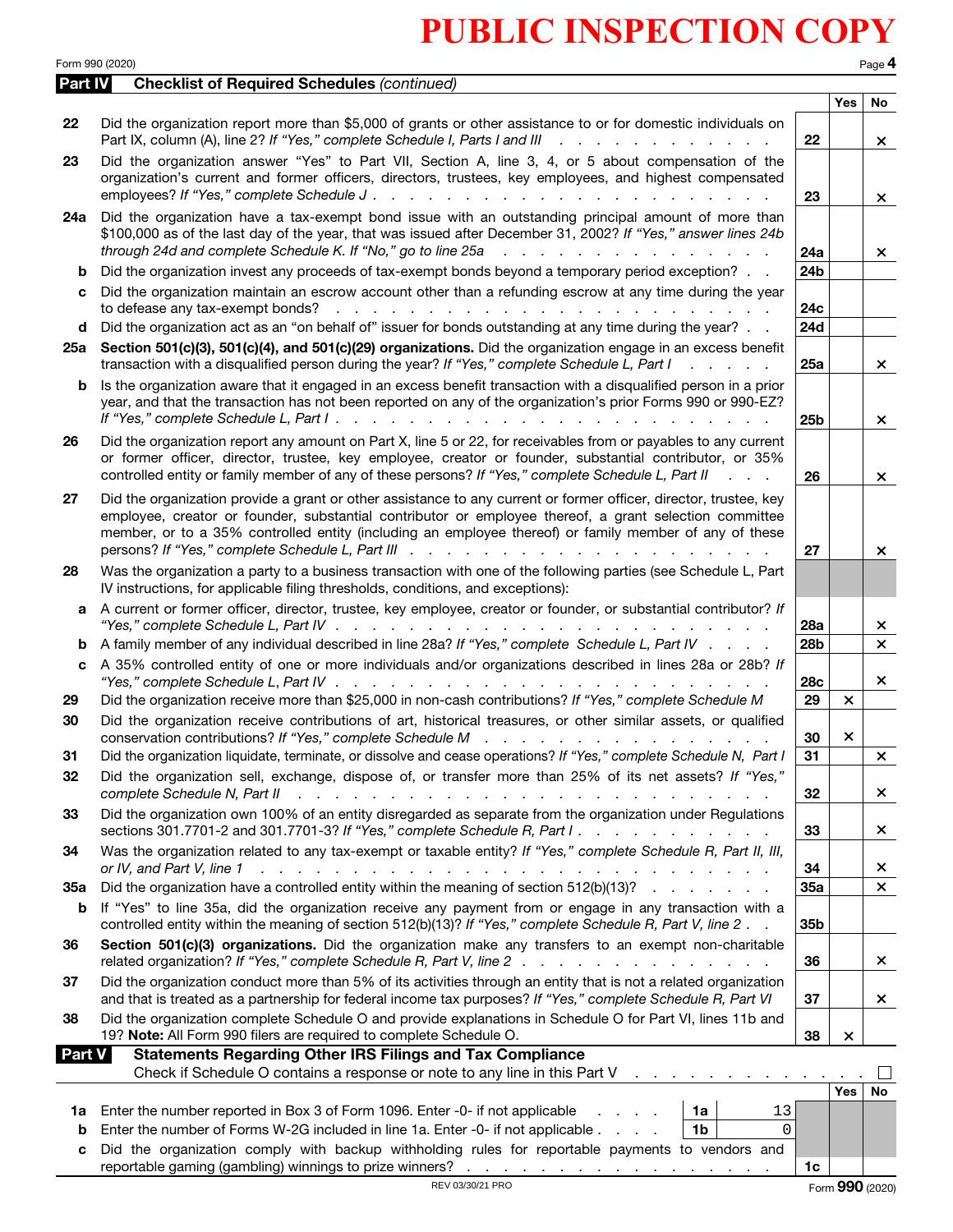**PUBLIC INSPECTION COPY**

Form 990 (2020)

## Part IV Checklist of Required Schedules *(continued)*

| | | | Yes | No |
|---|---|---|---|---|
| 22 | Did the organization report more than $5,000 of grants or other assistance to or for domestic individuals on Part IX, column (A), line 2? *If "Yes," complete Schedule I, Parts I and III* | 22 | | × |
| 23 | Did the organization answer "Yes" to Part VII, Section A, line 3, 4, or 5 about compensation of the organization's current and former officers, directors, trustees, key employees, and highest compensated employees? *If "Yes," complete Schedule J* | 23 | | × |
| 24a | Did the organization have a tax-exempt bond issue with an outstanding principal amount of more than $100,000 as of the last day of the year, that was issued after December 31, 2002? *If "Yes," answer lines 24b through 24d and complete Schedule K. If "No," go to line 25a* | 24a | | × |
| b | Did the organization invest any proceeds of tax-exempt bonds beyond a temporary period exception? | 24b | | |
| c | Did the organization maintain an escrow account other than a refunding escrow at any time during the year to defease any tax-exempt bonds? | 24c | | |
| d | Did the organization act as an "on behalf of" issuer for bonds outstanding at any time during the year? | 24d | | |
| 25a | **Section 501(c)(3), 501(c)(4), and 501(c)(29) organizations.** Did the organization engage in an excess benefit transaction with a disqualified person during the year? *If "Yes," complete Schedule L, Part I* | 25a | | × |
| b | Is the organization aware that it engaged in an excess benefit transaction with a disqualified person in a prior year, and that the transaction has not been reported on any of the organization's prior Forms 990 or 990-EZ? *If "Yes," complete Schedule L, Part I* | 25b | | × |
| 26 | Did the organization report any amount on Part X, line 5 or 22, for receivables from or payables to any current or former officer, director, trustee, key employee, creator or founder, substantial contributor, or 35% controlled entity or family member of any of these persons? *If "Yes," complete Schedule L, Part II* | 26 | | × |
| 27 | Did the organization provide a grant or other assistance to any current or former officer, director, trustee, key employee, creator or founder, substantial contributor or employee thereof, a grant selection committee member, or to a 35% controlled entity (including an employee thereof) or family member of any of these persons? *If "Yes," complete Schedule L, Part III* | 27 | | × |
| 28 | Was the organization a party to a business transaction with one of the following parties (see Schedule L, Part IV instructions, for applicable filing thresholds, conditions, and exceptions): | | | |
| a | A current or former officer, director, trustee, key employee, creator or founder, or substantial contributor? *If "Yes," complete Schedule L, Part IV* | 28a | | × |
| b | A family member of any individual described in line 28a? *If "Yes," complete Schedule L, Part IV* | 28b | | × |
| c | A 35% controlled entity of one or more individuals and/or organizations described in lines 28a or 28b? *If "Yes," complete Schedule L, Part IV* | 28c | | × |
| 29 | Did the organization receive more than $25,000 in non-cash contributions? *If "Yes," complete Schedule M* | 29 | × | |
| 30 | Did the organization receive contributions of art, historical treasures, or other similar assets, or qualified conservation contributions? *If "Yes," complete Schedule M* | 30 | × | |
| 31 | Did the organization liquidate, terminate, or dissolve and cease operations? *If "Yes," complete Schedule N, Part I* | 31 | | × |
| 32 | Did the organization sell, exchange, dispose of, or transfer more than 25% of its net assets? *If "Yes," complete Schedule N, Part II* | 32 | | × |
| 33 | Did the organization own 100% of an entity disregarded as separate from the organization under Regulations sections 301.7701-2 and 301.7701-3? *If "Yes," complete Schedule R, Part I* | 33 | | × |
| 34 | Was the organization related to any tax-exempt or taxable entity? *If "Yes," complete Schedule R, Part II, III, or IV, and Part V, line 1* | 34 | | × |
| 35a | Did the organization have a controlled entity within the meaning of section 512(b)(13)? | 35a | | × |
| b | If "Yes" to line 35a, did the organization receive any payment from or engage in any transaction with a controlled entity within the meaning of section 512(b)(13)? *If "Yes," complete Schedule R, Part V, line 2* | 35b | | |
| 36 | **Section 501(c)(3) organizations.** Did the organization make any transfers to an exempt non-charitable related organization? *If "Yes," complete Schedule R, Part V, line 2* | 36 | | × |
| 37 | Did the organization conduct more than 5% of its activities through an entity that is not a related organization and that is treated as a partnership for federal income tax purposes? *If "Yes," complete Schedule R, Part VI* | 37 | | × |
| 38 | Did the organization complete Schedule O and provide explanations in Schedule O for Part VI, lines 11b and 19? **Note:** All Form 990 filers are required to complete Schedule O. | 38 | × | |

## Part V Statements Regarding Other IRS Filings and Tax Compliance

Check if Schedule O contains a response or note to any line in this Part V ☐

| | | | | | Yes | No |
|---|---|---|---|---|---|---|
| 1a | Enter the number reported in Box 3 of Form 1096. Enter -0- if not applicable | 1a | 13 | | | |
| b | Enter the number of Forms W-2G included in line 1a. Enter -0- if not applicable | 1b | 0 | | | |
| c | Did the organization comply with backup withholding rules for reportable payments to vendors and reportable gaming (gambling) winnings to prize winners? | | | 1c | | |

REV 03/30/21 PRO

Form **990** (2020)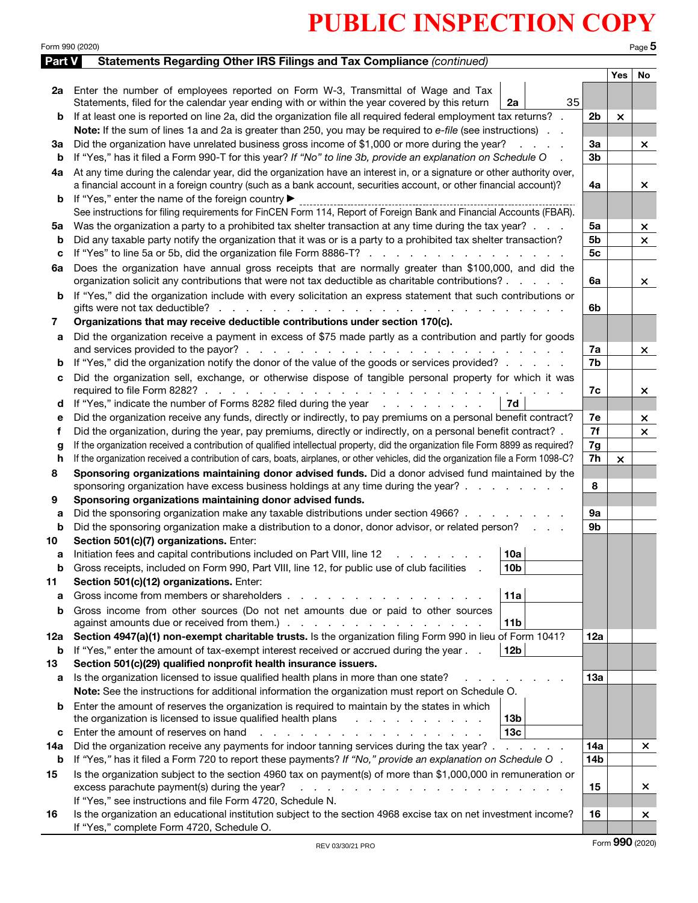# PUBLIC INSPECTION COPY

Form 990 (2020) Page 5

## Part V Statements Regarding Other IRS Filings and Tax Compliance *(continued)*

| | | | | Yes | No |
|---|---|---|---|---|---|
| 2a | Enter the number of employees reported on Form W-3, Transmittal of Wage and Tax Statements, filed for the calendar year ending with or within the year covered by this return | 2a 35 | | | |
| b | If at least one is reported on line 2a, did the organization file all required federal employment tax returns? | | 2b | × | |
| | **Note:** If the sum of lines 1a and 2a is greater than 250, you may be required to *e-file* (see instructions) | | | | |
| 3a | Did the organization have unrelated business gross income of $1,000 or more during the year? | | 3a | | × |
| b | If "Yes," has it filed a Form 990-T for this year? *If "No" to line 3b, provide an explanation on Schedule O* | | 3b | | |
| 4a | At any time during the calendar year, did the organization have an interest in, or a signature or other authority over, a financial account in a foreign country (such as a bank account, securities account, or other financial account)? | | 4a | | × |
| b | If "Yes," enter the name of the foreign country ▶ | | | | |
| | See instructions for filing requirements for FinCEN Form 114, Report of Foreign Bank and Financial Accounts (FBAR). | | | | |
| 5a | Was the organization a party to a prohibited tax shelter transaction at any time during the tax year? | | 5a | | × |
| b | Did any taxable party notify the organization that it was or is a party to a prohibited tax shelter transaction? | | 5b | | × |
| c | If "Yes" to line 5a or 5b, did the organization file Form 8886-T? | | 5c | | |
| 6a | Does the organization have annual gross receipts that are normally greater than $100,000, and did the organization solicit any contributions that were not tax deductible as charitable contributions? | | 6a | | × |
| b | If "Yes," did the organization include with every solicitation an express statement that such contributions or gifts were not tax deductible? | | 6b | | |
| 7 | **Organizations that may receive deductible contributions under section 170(c).** | | | | |
| a | Did the organization receive a payment in excess of $75 made partly as a contribution and partly for goods and services provided to the payor? | | 7a | | × |
| b | If "Yes," did the organization notify the donor of the value of the goods or services provided? | | 7b | | |
| c | Did the organization sell, exchange, or otherwise dispose of tangible personal property for which it was required to file Form 8282? | | 7c | | × |
| d | If "Yes," indicate the number of Forms 8282 filed during the year | 7d | | | |
| e | Did the organization receive any funds, directly or indirectly, to pay premiums on a personal benefit contract? | | 7e | | × |
| f | Did the organization, during the year, pay premiums, directly or indirectly, on a personal benefit contract? | | 7f | | × |
| g | If the organization received a contribution of qualified intellectual property, did the organization file Form 8899 as required? | | 7g | | |
| h | If the organization received a contribution of cars, boats, airplanes, or other vehicles, did the organization file a Form 1098-C? | | 7h | × | |
| 8 | **Sponsoring organizations maintaining donor advised funds.** Did a donor advised fund maintained by the sponsoring organization have excess business holdings at any time during the year? | | 8 | | |
| 9 | **Sponsoring organizations maintaining donor advised funds.** | | | | |
| a | Did the sponsoring organization make any taxable distributions under section 4966? | | 9a | | |
| b | Did the sponsoring organization make a distribution to a donor, donor advisor, or related person? | | 9b | | |
| 10 | **Section 501(c)(7) organizations.** Enter: | | | | |
| a | Initiation fees and capital contributions included on Part VIII, line 12 | 10a | | | |
| b | Gross receipts, included on Form 990, Part VIII, line 12, for public use of club facilities | 10b | | | |
| 11 | **Section 501(c)(12) organizations.** Enter: | | | | |
| a | Gross income from members or shareholders | 11a | | | |
| b | Gross income from other sources (Do not net amounts due or paid to other sources against amounts due or received from them.) | 11b | | | |
| 12a | **Section 4947(a)(1) non-exempt charitable trusts.** Is the organization filing Form 990 in lieu of Form 1041? | | 12a | | |
| b | If "Yes," enter the amount of tax-exempt interest received or accrued during the year | 12b | | | |
| 13 | **Section 501(c)(29) qualified nonprofit health insurance issuers.** | | | | |
| a | Is the organization licensed to issue qualified health plans in more than one state? | | 13a | | |
| | **Note:** See the instructions for additional information the organization must report on Schedule O. | | | | |
| b | Enter the amount of reserves the organization is required to maintain by the states in which the organization is licensed to issue qualified health plans | 13b | | | |
| c | Enter the amount of reserves on hand | 13c | | | |
| 14a | Did the organization receive any payments for indoor tanning services during the tax year? | | 14a | | × |
| b | If "Yes," has it filed a Form 720 to report these payments? *If "No," provide an explanation on Schedule O* | | 14b | | |
| 15 | Is the organization subject to the section 4960 tax on payment(s) of more than $1,000,000 in remuneration or excess parachute payment(s) during the year? | | 15 | | × |
| | If "Yes," see instructions and file Form 4720, Schedule N. | | | | |
| 16 | Is the organization an educational institution subject to the section 4968 excise tax on net investment income? | | 16 | | × |
| | If "Yes," complete Form 4720, Schedule O. | | | | |

REV 03/30/21 PRO

Form **990** (2020)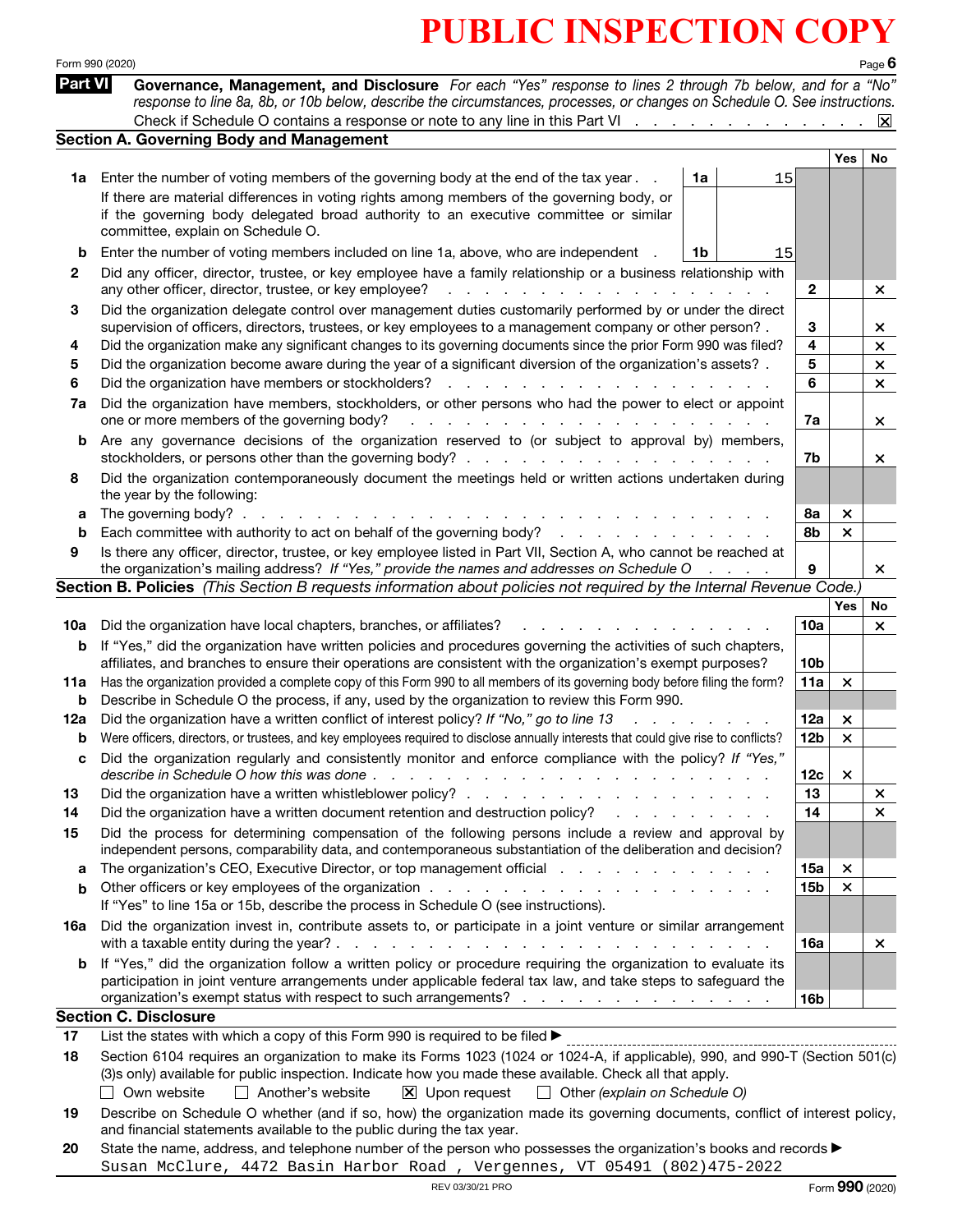# PUBLIC INSPECTION COPY

Form 990 (2020)

## Part VI — Governance, Management, and Disclosure

*For each "Yes" response to lines 2 through 7b below, and for a "No" response to line 8a, 8b, or 10b below, describe the circumstances, processes, or changes on Schedule O. See instructions.*

Check if Schedule O contains a response or note to any line in this Part VI . . . . . . . . . . . . . . . ☒

### Section A. Governing Body and Management

| | | | | Yes | No |
|---|---|---|---|---|---|
| **1a** | Enter the number of voting members of the governing body at the end of the tax year . . | 1a | 15 | | |
| | If there are material differences in voting rights among members of the governing body, or if the governing body delegated broad authority to an executive committee or similar committee, explain on Schedule O. | | | | |
| **b** | Enter the number of voting members included on line 1a, above, who are independent . | 1b | 15 | | |
| **2** | Did any officer, director, trustee, or key employee have a family relationship or a business relationship with any other officer, director, trustee, or key employee? | 2 | | | × |
| **3** | Did the organization delegate control over management duties customarily performed by or under the direct supervision of officers, directors, trustees, or key employees to a management company or other person? . | 3 | | | × |
| **4** | Did the organization make any significant changes to its governing documents since the prior Form 990 was filed? | 4 | | | × |
| **5** | Did the organization become aware during the year of a significant diversion of the organization's assets? . | 5 | | | × |
| **6** | Did the organization have members or stockholders? | 6 | | | × |
| **7a** | Did the organization have members, stockholders, or other persons who had the power to elect or appoint one or more members of the governing body? | 7a | | | × |
| **b** | Are any governance decisions of the organization reserved to (or subject to approval by) members, stockholders, or persons other than the governing body? | 7b | | | × |
| **8** | Did the organization contemporaneously document the meetings held or written actions undertaken during the year by the following: | | | | |
| **a** | The governing body? | 8a | | × | |
| **b** | Each committee with authority to act on behalf of the governing body? | 8b | | × | |
| **9** | Is there any officer, director, trustee, or key employee listed in Part VII, Section A, who cannot be reached at the organization's mailing address? *If "Yes," provide the names and addresses on Schedule O* | 9 | | | × |

### Section B. Policies *(This Section B requests information about policies not required by the Internal Revenue Code.)*

| | | | Yes | No |
|---|---|---|---|---|
| **10a** | Did the organization have local chapters, branches, or affiliates? | 10a | | × |
| **b** | If "Yes," did the organization have written policies and procedures governing the activities of such chapters, affiliates, and branches to ensure their operations are consistent with the organization's exempt purposes? | 10b | | |
| **11a** | Has the organization provided a complete copy of this Form 990 to all members of its governing body before filing the form? | 11a | × | |
| **b** | Describe in Schedule O the process, if any, used by the organization to review this Form 990. | | | |
| **12a** | Did the organization have a written conflict of interest policy? *If "No," go to line 13* | 12a | × | |
| **b** | Were officers, directors, or trustees, and key employees required to disclose annually interests that could give rise to conflicts? | 12b | × | |
| **c** | Did the organization regularly and consistently monitor and enforce compliance with the policy? *If "Yes," describe in Schedule O how this was done* | 12c | × | |
| **13** | Did the organization have a written whistleblower policy? | 13 | | × |
| **14** | Did the organization have a written document retention and destruction policy? | 14 | | × |
| **15** | Did the process for determining compensation of the following persons include a review and approval by independent persons, comparability data, and contemporaneous substantiation of the deliberation and decision? | | | |
| **a** | The organization's CEO, Executive Director, or top management official | 15a | × | |
| **b** | Other officers or key employees of the organization | 15b | × | |
| | If "Yes" to line 15a or 15b, describe the process in Schedule O (see instructions). | | | |
| **16a** | Did the organization invest in, contribute assets to, or participate in a joint venture or similar arrangement with a taxable entity during the year? | 16a | | × |
| **b** | If "Yes," did the organization follow a written policy or procedure requiring the organization to evaluate its participation in joint venture arrangements under applicable federal tax law, and take steps to safeguard the organization's exempt status with respect to such arrangements? | 16b | | |

### Section C. Disclosure

**17** List the states with which a copy of this Form 990 is required to be filed ▶

**18** Section 6104 requires an organization to make its Forms 1023 (1024 or 1024-A, if applicable), 990, and 990-T (Section 501(c)(3)s only) available for public inspection. Indicate how you made these available. Check all that apply.

☐ Own website ☐ Another's website ☒ Upon request ☐ Other *(explain on Schedule O)*

**19** Describe on Schedule O whether (and if so, how) the organization made its governing documents, conflict of interest policy, and financial statements available to the public during the tax year.

**20** State the name, address, and telephone number of the person who possesses the organization's books and records ▶

Susan McClure, 4472 Basin Harbor Road , Vergennes, VT 05491 (802)475-2022

REV 03/30/21 PRO — Form **990** (2020)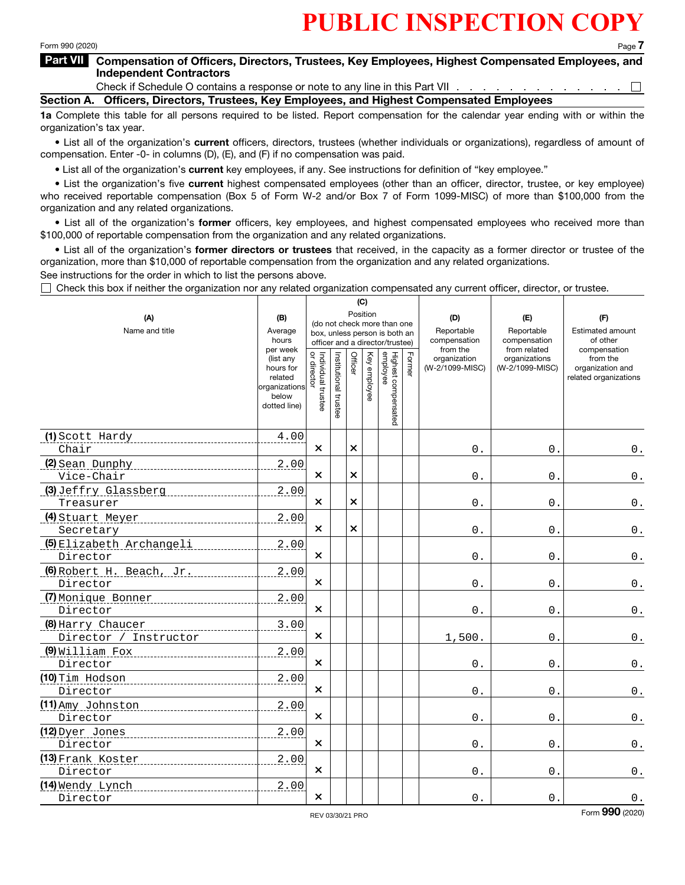# PUBLIC INSPECTION COPY

Form 990 (2020)

## Part VII Compensation of Officers, Directors, Trustees, Key Employees, Highest Compensated Employees, and Independent Contractors

Check if Schedule O contains a response or note to any line in this Part VII . . . . . . . . . . . . . . . ☐

### Section A. Officers, Directors, Trustees, Key Employees, and Highest Compensated Employees

**1a** Complete this table for all persons required to be listed. Report compensation for the calendar year ending with or within the organization's tax year.

- List all of the organization's **current** officers, directors, trustees (whether individuals or organizations), regardless of amount of compensation. Enter -0- in columns (D), (E), and (F) if no compensation was paid.
- List all of the organization's **current** key employees, if any. See instructions for definition of "key employee."
- List the organization's five **current** highest compensated employees (other than an officer, director, trustee, or key employee) who received reportable compensation (Box 5 of Form W-2 and/or Box 7 of Form 1099-MISC) of more than $100,000 from the organization and any related organizations.
- List all of the organization's **former** officers, key employees, and highest compensated employees who received more than $100,000 of reportable compensation from the organization and any related organizations.
- List all of the organization's **former directors or trustees** that received, in the capacity as a former director or trustee of the organization, more than $10,000 of reportable compensation from the organization and any related organizations.

See instructions for the order in which to list the persons above.

☐ Check this box if neither the organization nor any related organization compensated any current officer, director, or trustee.

| (A) Name and title | (B) Average hours per week (list any hours for related organizations below dotted line) | (C) Position (do not check more than one box, unless person is both an officer and a director/trustee) | | | | | | (D) Reportable compensation from the organization (W-2/1099-MISC) | (E) Reportable compensation from related organizations (W-2/1099-MISC) | (F) Estimated amount of other compensation from the organization and related organizations |
|---|---|---|---|---|---|---|---|---|---|---|
| | | Individual trustee or director | Institutional trustee | Officer | Key employee | Highest compensated employee | Former | | | |
| (1) Scott Hardy<br>Chair | 4.00 | X | | X | | | | 0. | 0. | 0. |
| (2) Sean Dunphy<br>Vice-Chair | 2.00 | X | | X | | | | 0. | 0. | 0. |
| (3) Jeffry Glassberg<br>Treasurer | 2.00 | X | | X | | | | 0. | 0. | 0. |
| (4) Stuart Meyer<br>Secretary | 2.00 | X | | X | | | | 0. | 0. | 0. |
| (5) Elizabeth Archangeli<br>Director | 2.00 | X | | | | | | 0. | 0. | 0. |
| (6) Robert H. Beach, Jr.<br>Director | 2.00 | X | | | | | | 0. | 0. | 0. |
| (7) Monique Bonner<br>Director | 2.00 | X | | | | | | 0. | 0. | 0. |
| (8) Harry Chaucer<br>Director / Instructor | 3.00 | X | | | | | | 1,500. | 0. | 0. |
| (9) William Fox<br>Director | 2.00 | X | | | | | | 0. | 0. | 0. |
| (10) Tim Hodson<br>Director | 2.00 | X | | | | | | 0. | 0. | 0. |
| (11) Amy Johnston<br>Director | 2.00 | X | | | | | | 0. | 0. | 0. |
| (12) Dyer Jones<br>Director | 2.00 | X | | | | | | 0. | 0. | 0. |
| (13) Frank Koster<br>Director | 2.00 | X | | | | | | 0. | 0. | 0. |
| (14) Wendy Lynch<br>Director | 2.00 | X | | | | | | 0. | 0. | 0. |

REV 03/30/21 PRO

Form **990** (2020)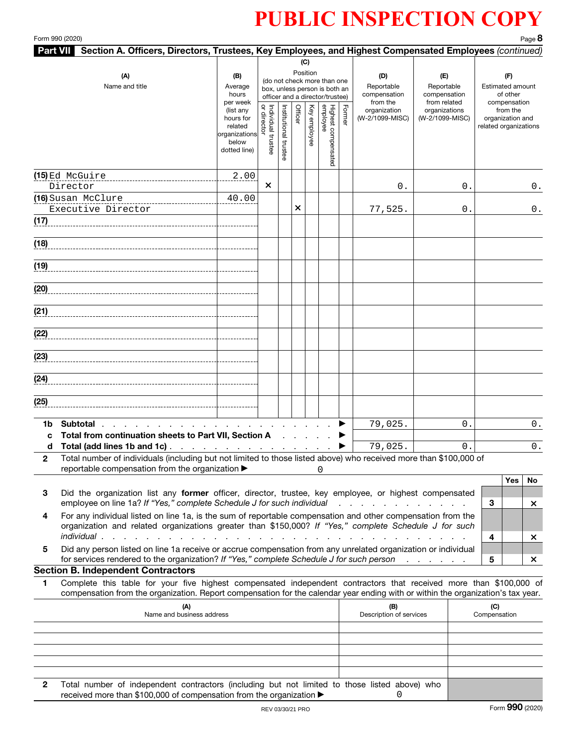# PUBLIC INSPECTION COPY

Form 990 (2020)

## Part VII Section A. Officers, Directors, Trustees, Key Employees, and Highest Compensated Employees *(continued)*

| (A) Name and title | (B) Average hours per week (list any hours for related organizations below dotted line) | (C) Position: Individual trustee or director | Institutional trustee | Officer | Key employee | Highest compensated employee | Former | (D) Reportable compensation from the organization (W-2/1099-MISC) | (E) Reportable compensation from related organizations (W-2/1099-MISC) | (F) Estimated amount of other compensation from the organization and related organizations |
|---|---|---|---|---|---|---|---|---|---|---|
| (15) Ed McGuire<br>Director | 2.00 | X | | | | | | 0. | 0. | 0. |
| (16) Susan McClure<br>Executive Director | 40.00 | | | X | | | | 77,525. | 0. | 0. |
| (17) | | | | | | | | | | |
| (18) | | | | | | | | | | |
| (19) | | | | | | | | | | |
| (20) | | | | | | | | | | |
| (21) | | | | | | | | | | |
| (22) | | | | | | | | | | |
| (23) | | | | | | | | | | |
| (24) | | | | | | | | | | |
| (25) | | | | | | | | | | |
| **1b Subtotal** ▶ | | | | | | | | 79,025. | 0. | 0. |
| **c Total from continuation sheets to Part VII, Section A** ▶ | | | | | | | | | | |
| **d Total (add lines 1b and 1c)** ▶ | | | | | | | | 79,025. | 0. | 0. |

**2** Total number of individuals (including but not limited to those listed above) who received more than $100,000 of reportable compensation from the organization ▶ 0

| | | Line | Yes | No |
|---|---|---|---|---|
| **3** | Did the organization list any **former** officer, director, trustee, key employee, or highest compensated employee on line 1a? *If "Yes," complete Schedule J for such individual* | 3 | | X |
| **4** | For any individual listed on line 1a, is the sum of reportable compensation and other compensation from the organization and related organizations greater than $150,000? *If "Yes," complete Schedule J for such individual* | 4 | | X |
| **5** | Did any person listed on line 1a receive or accrue compensation from any unrelated organization or individual for services rendered to the organization? *If "Yes," complete Schedule J for such person* | 5 | | X |

## Section B. Independent Contractors

**1** Complete this table for your five highest compensated independent contractors that received more than $100,000 of compensation from the organization. Report compensation for the calendar year ending with or within the organization's tax year.

| (A) Name and business address | (B) Description of services | (C) Compensation |
|---|---|---|
| | | |
| | | |
| | | |
| | | |
| | | |

**2** Total number of independent contractors (including but not limited to those listed above) who received more than $100,000 of compensation from the organization ▶ 0

REV 03/30/21 PRO

Form **990** (2020)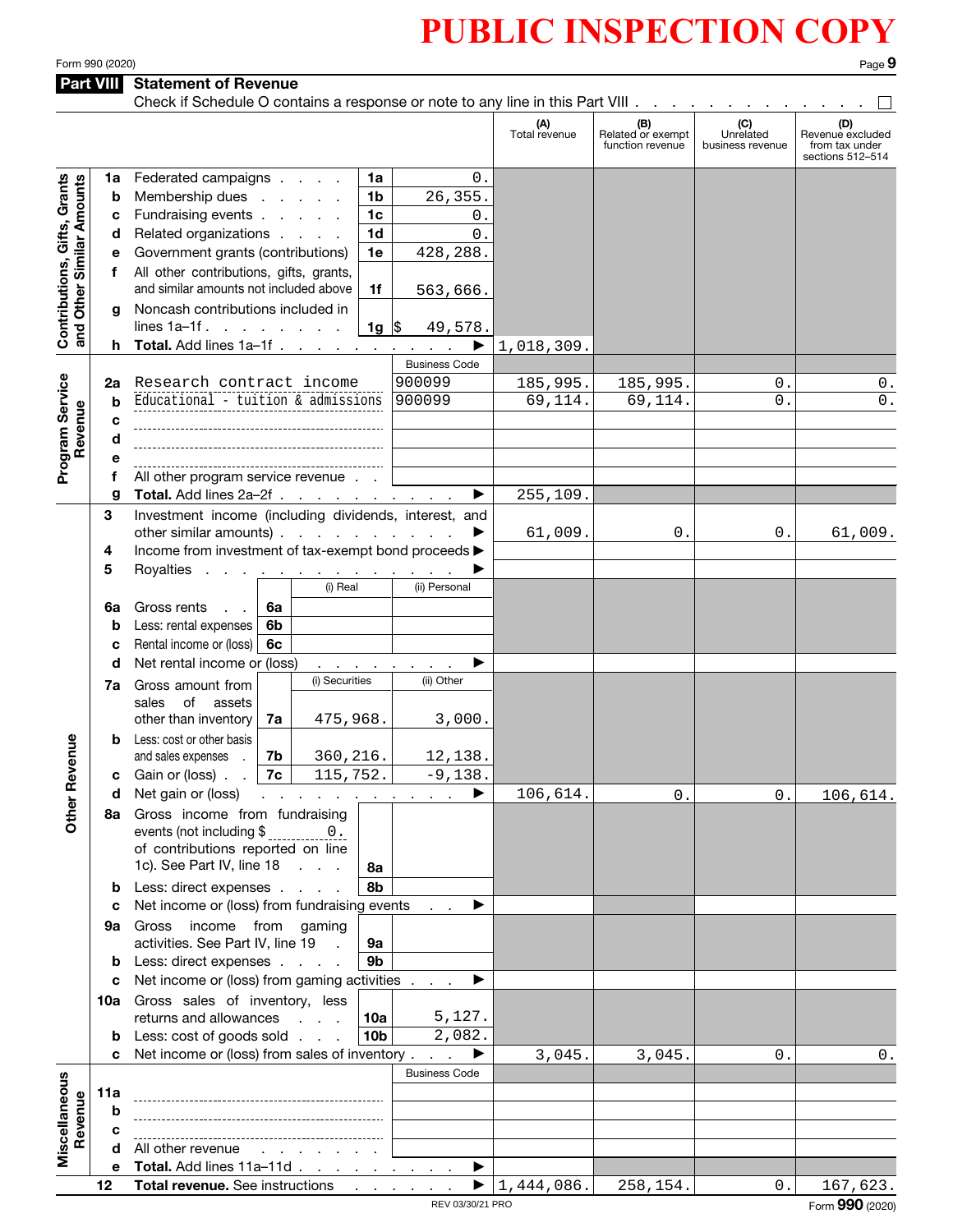PUBLIC INSPECTION COPY

Form 990 (2020)

## Part VIII Statement of Revenue

Check if Schedule O contains a response or note to any line in this Part VIII . . . . . . . . . . . . . ☐

| | | | | | (A) Total revenue | (B) Related or exempt function revenue | (C) Unrelated business revenue | (D) Revenue excluded from tax under sections 512–514 |
|---|---|---|---|---|---|---|---|---|
| Contributions, Gifts, Grants and Other Similar Amounts | 1a | Federated campaigns | 1a | 0. | | | | |
| | b | Membership dues | 1b | 26,355. | | | | |
| | c | Fundraising events | 1c | 0. | | | | |
| | d | Related organizations | 1d | 0. | | | | |
| | e | Government grants (contributions) | 1e | 428,288. | | | | |
| | f | All other contributions, gifts, grants, and similar amounts not included above | 1f | 563,666. | | | | |
| | g | Noncash contributions included in lines 1a–1f | 1g | $ 49,578. | | | | |
| | h | **Total.** Add lines 1a–1f | | ▶ | 1,018,309. | | | |
| Program Service Revenue | | | | Business Code | | | | |
| | 2a | Research contract income | | 900099 | 185,995. | 185,995. | 0. | 0. |
| | b | Educational - tuition & admissions | | 900099 | 69,114. | 69,114. | 0. | 0. |
| | c | | | | | | | |
| | d | | | | | | | |
| | e | | | | | | | |
| | f | All other program service revenue | | | | | | |
| | g | **Total.** Add lines 2a–2f | | ▶ | 255,109. | | | |
| Other Revenue | 3 | Investment income (including dividends, interest, and other similar amounts) | | ▶ | 61,009. | 0. | 0. | 61,009. |
| | 4 | Income from investment of tax-exempt bond proceeds | | ▶ | | | | |
| | 5 | Royalties | | ▶ | | | | |
| | | | (i) Real | (ii) Personal | | | | |
| | 6a | Gross rents | 6a | | | | | |
| | b | Less: rental expenses | 6b | | | | | |
| | c | Rental income or (loss) | 6c | | | | | |
| | d | Net rental income or (loss) | | ▶ | | | | |
| | | | (i) Securities | (ii) Other | | | | |
| | 7a | Gross amount from sales of assets other than inventory | 7a 475,968. | 3,000. | | | | |
| | b | Less: cost or other basis and sales expenses | 7b 360,216. | 12,138. | | | | |
| | c | Gain or (loss) | 7c 115,752. | -9,138. | | | | |
| | d | Net gain or (loss) | | ▶ | 106,614. | 0. | 0. | 106,614. |
| | 8a | Gross income from fundraising events (not including $ 0. of contributions reported on line 1c). See Part IV, line 18 | 8a | | | | | |
| | b | Less: direct expenses | 8b | | | | | |
| | c | Net income or (loss) from fundraising events | | ▶ | | | | |
| | 9a | Gross income from gaming activities. See Part IV, line 19 | 9a | | | | | |
| | b | Less: direct expenses | 9b | | | | | |
| | c | Net income or (loss) from gaming activities | | ▶ | | | | |
| | 10a | Gross sales of inventory, less returns and allowances | 10a | 5,127. | | | | |
| | b | Less: cost of goods sold | 10b | 2,082. | | | | |
| | c | Net income or (loss) from sales of inventory | | ▶ | 3,045. | 3,045. | 0. | 0. |
| Miscellaneous Revenue | | | | Business Code | | | | |
| | 11a | | | | | | | |
| | b | | | | | | | |
| | c | | | | | | | |
| | d | All other revenue | | | | | | |
| | e | **Total.** Add lines 11a–11d | | ▶ | | | | |
| | 12 | **Total revenue.** See instructions | | ▶ | 1,444,086. | 258,154. | 0. | 167,623. |

REV 03/30/21 PRO

Form **990** (2020)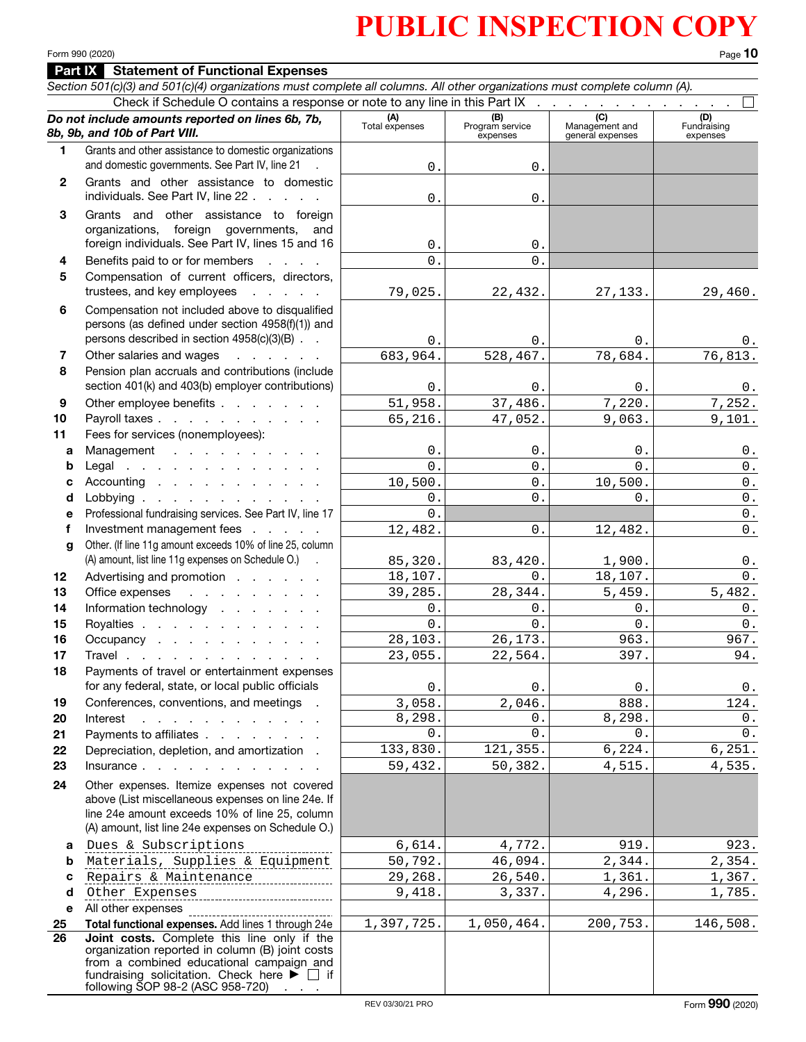PUBLIC INSPECTION COPY

Form 990 (2020)

## Part IX Statement of Functional Expenses

*Section 501(c)(3) and 501(c)(4) organizations must complete all columns. All other organizations must complete column (A).*

Check if Schedule O contains a response or note to any line in this Part IX . . . . . . . . . . . . . . . ☐

| | *Do not include amounts reported on lines 6b, 7b, 8b, 9b, and 10b of Part VIII.* | (A) Total expenses | (B) Program service expenses | (C) Management and general expenses | (D) Fundraising expenses |
|---|---|---|---|---|---|
| 1 | Grants and other assistance to domestic organizations and domestic governments. See Part IV, line 21 | 0. | 0. | | |
| 2 | Grants and other assistance to domestic individuals. See Part IV, line 22 | 0. | 0. | | |
| 3 | Grants and other assistance to foreign organizations, foreign governments, and foreign individuals. See Part IV, lines 15 and 16 | 0. | 0. | | |
| 4 | Benefits paid to or for members | 0. | 0. | | |
| 5 | Compensation of current officers, directors, trustees, and key employees | 79,025. | 22,432. | 27,133. | 29,460. |
| 6 | Compensation not included above to disqualified persons (as defined under section 4958(f)(1)) and persons described in section 4958(c)(3)(B) | 0. | 0. | 0. | 0. |
| 7 | Other salaries and wages | 683,964. | 528,467. | 78,684. | 76,813. |
| 8 | Pension plan accruals and contributions (include section 401(k) and 403(b) employer contributions) | 0. | 0. | 0. | 0. |
| 9 | Other employee benefits | 51,958. | 37,486. | 7,220. | 7,252. |
| 10 | Payroll taxes | 65,216. | 47,052. | 9,063. | 9,101. |
| 11 | Fees for services (nonemployees): | | | | |
| a | Management | 0. | 0. | 0. | 0. |
| b | Legal | 0. | 0. | 0. | 0. |
| c | Accounting | 10,500. | 0. | 10,500. | 0. |
| d | Lobbying | 0. | 0. | 0. | 0. |
| e | Professional fundraising services. See Part IV, line 17 | 0. | | | 0. |
| f | Investment management fees | 12,482. | 0. | 12,482. | 0. |
| g | Other. (If line 11g amount exceeds 10% of line 25, column (A) amount, list line 11g expenses on Schedule O.) | 85,320. | 83,420. | 1,900. | 0. |
| 12 | Advertising and promotion | 18,107. | 0. | 18,107. | 0. |
| 13 | Office expenses | 39,285. | 28,344. | 5,459. | 5,482. |
| 14 | Information technology | 0. | 0. | 0. | 0. |
| 15 | Royalties | 0. | 0. | 0. | 0. |
| 16 | Occupancy | 28,103. | 26,173. | 963. | 967. |
| 17 | Travel | 23,055. | 22,564. | 397. | 94. |
| 18 | Payments of travel or entertainment expenses for any federal, state, or local public officials | 0. | 0. | 0. | 0. |
| 19 | Conferences, conventions, and meetings | 3,058. | 2,046. | 888. | 124. |
| 20 | Interest | 8,298. | 0. | 8,298. | 0. |
| 21 | Payments to affiliates | 0. | 0. | 0. | 0. |
| 22 | Depreciation, depletion, and amortization | 133,830. | 121,355. | 6,224. | 6,251. |
| 23 | Insurance | 59,432. | 50,382. | 4,515. | 4,535. |
| 24 | Other expenses. Itemize expenses not covered above (List miscellaneous expenses on line 24e. If line 24e amount exceeds 10% of line 25, column (A) amount, list line 24e expenses on Schedule O.) | | | | |
| a | Dues & Subscriptions | 6,614. | 4,772. | 919. | 923. |
| b | Materials, Supplies & Equipment | 50,792. | 46,094. | 2,344. | 2,354. |
| c | Repairs & Maintenance | 29,268. | 26,540. | 1,361. | 1,367. |
| d | Other Expenses | 9,418. | 3,337. | 4,296. | 1,785. |
| e | All other expenses | | | | |
| 25 | **Total functional expenses.** Add lines 1 through 24e | 1,397,725. | 1,050,464. | 200,753. | 146,508. |
| 26 | **Joint costs.** Complete this line only if the organization reported in column (B) joint costs from a combined educational campaign and fundraising solicitation. Check here ▶ ☐ if following SOP 98-2 (ASC 958-720) | | | | |

REV 03/30/21 PRO

Form **990** (2020)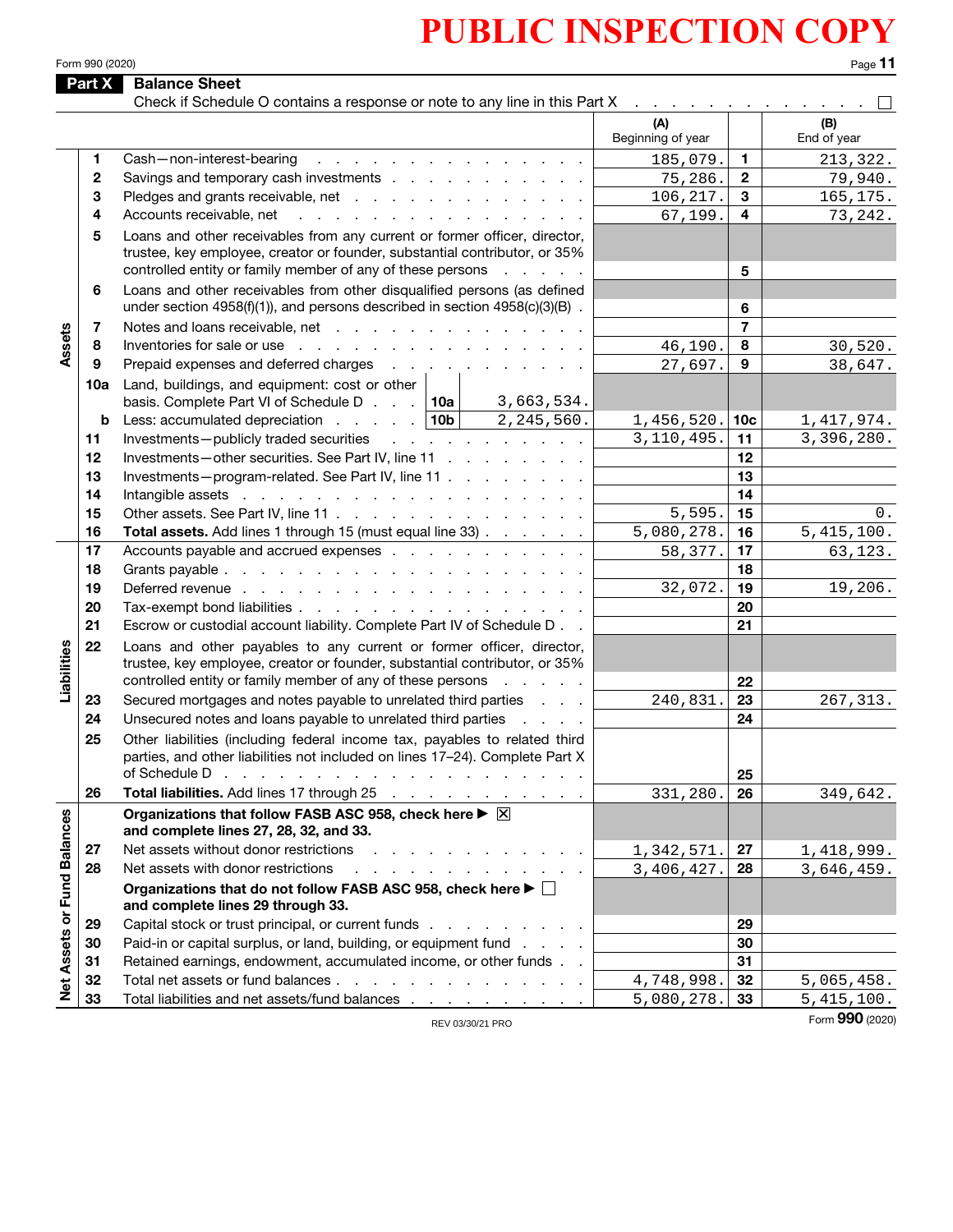# PUBLIC INSPECTION COPY

Form 990 (2020)

## Part X Balance Sheet

Check if Schedule O contains a response or note to any line in this Part X . . . . . . . . . . . . . . ☐

| Section | Line | Description | (A) Beginning of year | Line | (B) End of year |
|---|---|---|---|---|---|
| Assets | 1 | Cash—non-interest-bearing | 185,079. | 1 | 213,322. |
| | 2 | Savings and temporary cash investments | 75,286. | 2 | 79,940. |
| | 3 | Pledges and grants receivable, net | 106,217. | 3 | 165,175. |
| | 4 | Accounts receivable, net | 67,199. | 4 | 73,242. |
| | 5 | Loans and other receivables from any current or former officer, director, trustee, key employee, creator or founder, substantial contributor, or 35% controlled entity or family member of any of these persons | | 5 | |
| | 6 | Loans and other receivables from other disqualified persons (as defined under section 4958(f)(1)), and persons described in section 4958(c)(3)(B) | | 6 | |
| | 7 | Notes and loans receivable, net | | 7 | |
| | 8 | Inventories for sale or use | 46,190. | 8 | 30,520. |
| | 9 | Prepaid expenses and deferred charges | 27,697. | 9 | 38,647. |
| | 10a | Land, buildings, and equipment: cost or other basis. Complete Part VI of Schedule D . . . 10a: 3,663,534. | | | |
| | b | Less: accumulated depreciation . . . 10b: 2,245,560. | 1,456,520. | 10c | 1,417,974. |
| | 11 | Investments—publicly traded securities | 3,110,495. | 11 | 3,396,280. |
| | 12 | Investments—other securities. See Part IV, line 11 | | 12 | |
| | 13 | Investments—program-related. See Part IV, line 11 | | 13 | |
| | 14 | Intangible assets | | 14 | |
| | 15 | Other assets. See Part IV, line 11 | 5,595. | 15 | 0. |
| | 16 | **Total assets.** Add lines 1 through 15 (must equal line 33) | 5,080,278. | 16 | 5,415,100. |
| Liabilities | 17 | Accounts payable and accrued expenses | 58,377. | 17 | 63,123. |
| | 18 | Grants payable | | 18 | |
| | 19 | Deferred revenue | 32,072. | 19 | 19,206. |
| | 20 | Tax-exempt bond liabilities | | 20 | |
| | 21 | Escrow or custodial account liability. Complete Part IV of Schedule D | | 21 | |
| | 22 | Loans and other payables to any current or former officer, director, trustee, key employee, creator or founder, substantial contributor, or 35% controlled entity or family member of any of these persons | | 22 | |
| | 23 | Secured mortgages and notes payable to unrelated third parties | 240,831. | 23 | 267,313. |
| | 24 | Unsecured notes and loans payable to unrelated third parties | | 24 | |
| | 25 | Other liabilities (including federal income tax, payables to related third parties, and other liabilities not included on lines 17–24). Complete Part X of Schedule D | | 25 | |
| | 26 | **Total liabilities.** Add lines 17 through 25 | 331,280. | 26 | 349,642. |
| Net Assets or Fund Balances | | **Organizations that follow FASB ASC 958, check here** ▶ ☒ **and complete lines 27, 28, 32, and 33.** | | | |
| | 27 | Net assets without donor restrictions | 1,342,571. | 27 | 1,418,999. |
| | 28 | Net assets with donor restrictions | 3,406,427. | 28 | 3,646,459. |
| | | **Organizations that do not follow FASB ASC 958, check here** ▶ ☐ **and complete lines 29 through 33.** | | | |
| | 29 | Capital stock or trust principal, or current funds | | 29 | |
| | 30 | Paid-in or capital surplus, or land, building, or equipment fund | | 30 | |
| | 31 | Retained earnings, endowment, accumulated income, or other funds | | 31 | |
| | 32 | Total net assets or fund balances | 4,748,998. | 32 | 5,065,458. |
| | 33 | Total liabilities and net assets/fund balances | 5,080,278. | 33 | 5,415,100. |

REV 03/30/21 PRO

Form **990** (2020)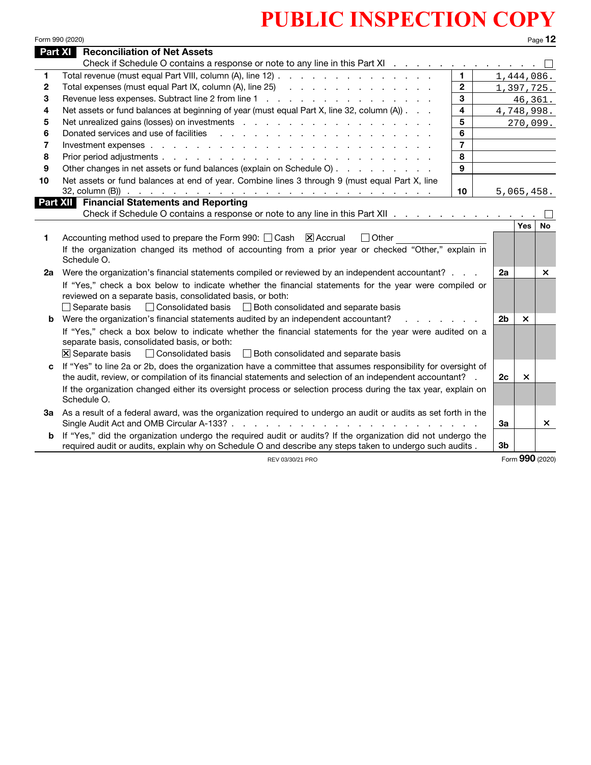# PUBLIC INSPECTION COPY

Form 990 (2020)

## Part XI Reconciliation of Net Assets

Check if Schedule O contains a response or note to any line in this Part XI . . . . . . . . . . . . . . ☐

| | | | |
|---|---|---|---|
| 1 | Total revenue (must equal Part VIII, column (A), line 12) | 1 | 1,444,086. |
| 2 | Total expenses (must equal Part IX, column (A), line 25) | 2 | 1,397,725. |
| 3 | Revenue less expenses. Subtract line 2 from line 1 | 3 | 46,361. |
| 4 | Net assets or fund balances at beginning of year (must equal Part X, line 32, column (A)) | 4 | 4,748,998. |
| 5 | Net unrealized gains (losses) on investments | 5 | 270,099. |
| 6 | Donated services and use of facilities | 6 | |
| 7 | Investment expenses | 7 | |
| 8 | Prior period adjustments | 8 | |
| 9 | Other changes in net assets or fund balances (explain on Schedule O) | 9 | |
| 10 | Net assets or fund balances at end of year. Combine lines 3 through 9 (must equal Part X, line 32, column (B)) | 10 | 5,065,458. |

## Part XII Financial Statements and Reporting

Check if Schedule O contains a response or note to any line in this Part XII . . . . . . . . . . . . . . ☐

| | | | Yes | No |
|---|---|---|---|---|
| 1 | Accounting method used to prepare the Form 990: ☐ Cash ☒ Accrual ☐ Other ______ If the organization changed its method of accounting from a prior year or checked "Other," explain in Schedule O. | | | |
| 2a | Were the organization's financial statements compiled or reviewed by an independent accountant? | 2a | | X |
| | If "Yes," check a box below to indicate whether the financial statements for the year were compiled or reviewed on a separate basis, consolidated basis, or both: ☐ Separate basis ☐ Consolidated basis ☐ Both consolidated and separate basis | | | |
| b | Were the organization's financial statements audited by an independent accountant? | 2b | X | |
| | If "Yes," check a box below to indicate whether the financial statements for the year were audited on a separate basis, consolidated basis, or both: ☒ Separate basis ☐ Consolidated basis ☐ Both consolidated and separate basis | | | |
| c | If "Yes" to line 2a or 2b, does the organization have a committee that assumes responsibility for oversight of the audit, review, or compilation of its financial statements and selection of an independent accountant? | 2c | X | |
| | If the organization changed either its oversight process or selection process during the tax year, explain on Schedule O. | | | |
| 3a | As a result of a federal award, was the organization required to undergo an audit or audits as set forth in the Single Audit Act and OMB Circular A-133? | 3a | | X |
| b | If "Yes," did the organization undergo the required audit or audits? If the organization did not undergo the required audit or audits, explain why on Schedule O and describe any steps taken to undergo such audits | 3b | | |

REV 03/30/21 PRO Form 990 (2020)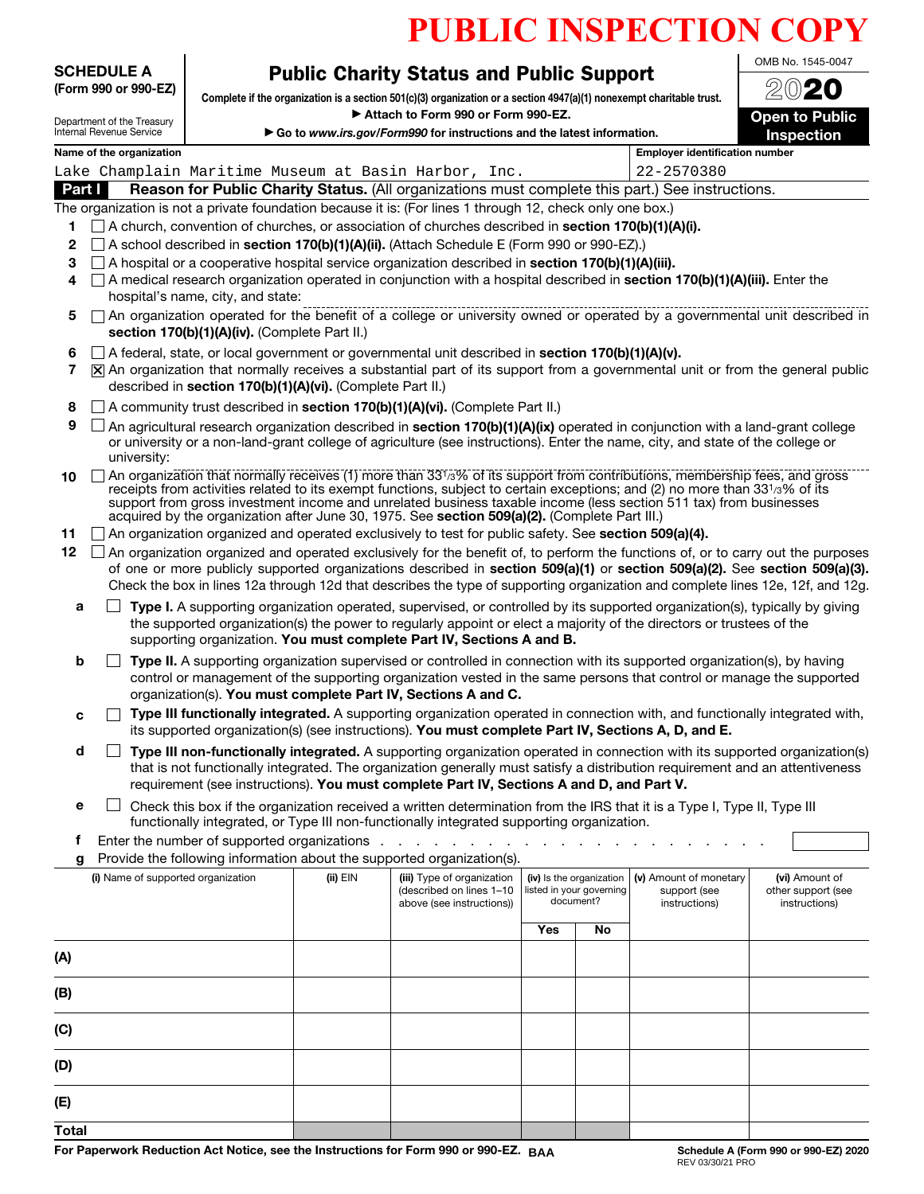**PUBLIC INSPECTION COPY**

**SCHEDULE A**
**(Form 990 or 990-EZ)**

Department of the Treasury
Internal Revenue Service

# Public Charity Status and Public Support

**Complete if the organization is a section 501(c)(3) organization or a section 4947(a)(1) nonexempt charitable trust.**
► **Attach to Form 990 or Form 990-EZ.**
► **Go to www.irs.gov/Form990 for instructions and the latest information.**

OMB No. 1545-0047
2020
**Open to Public Inspection**

Name of the organization: Lake Champlain Maritime Museum at Basin Harbor, Inc.
Employer identification number: 22-2570380

## Part I Reason for Public Charity Status. (All organizations must complete this part.) See instructions.

The organization is not a private foundation because it is: (For lines 1 through 12, check only one box.)

1. ☐ A church, convention of churches, or association of churches described in **section 170(b)(1)(A)(i).**
2. ☐ A school described in **section 170(b)(1)(A)(ii).** (Attach Schedule E (Form 990 or 990-EZ).)
3. ☐ A hospital or a cooperative hospital service organization described in **section 170(b)(1)(A)(iii).**
4. ☐ A medical research organization operated in conjunction with a hospital described in **section 170(b)(1)(A)(iii).** Enter the hospital's name, city, and state:
5. ☐ An organization operated for the benefit of a college or university owned or operated by a governmental unit described in **section 170(b)(1)(A)(iv).** (Complete Part II.)
6. ☐ A federal, state, or local government or governmental unit described in **section 170(b)(1)(A)(v).**
7. ☒ An organization that normally receives a substantial part of its support from a governmental unit or from the general public described in **section 170(b)(1)(A)(vi).** (Complete Part II.)
8. ☐ A community trust described in **section 170(b)(1)(A)(vi).** (Complete Part II.)
9. ☐ An agricultural research organization described in **section 170(b)(1)(A)(ix)** operated in conjunction with a land-grant college or university or a non-land-grant college of agriculture (see instructions). Enter the name, city, and state of the college or university:
10. ☐ An organization that normally receives (1) more than 33 1/3% of its support from contributions, membership fees, and gross receipts from activities related to its exempt functions, subject to certain exceptions; and (2) no more than 33 1/3% of its support from gross investment income and unrelated business taxable income (less section 511 tax) from businesses acquired by the organization after June 30, 1975. See **section 509(a)(2).** (Complete Part III.)
11. ☐ An organization organized and operated exclusively to test for public safety. See **section 509(a)(4).**
12. ☐ An organization organized and operated exclusively for the benefit of, to perform the functions of, or to carry out the purposes of one or more publicly supported organizations described in **section 509(a)(1)** or **section 509(a)(2).** See **section 509(a)(3).** Check the box in lines 12a through 12d that describes the type of supporting organization and complete lines 12e, 12f, and 12g.
   - **a** ☐ **Type I.** A supporting organization operated, supervised, or controlled by its supported organization(s), typically by giving the supported organization(s) the power to regularly appoint or elect a majority of the directors or trustees of the supporting organization. **You must complete Part IV, Sections A and B.**
   - **b** ☐ **Type II.** A supporting organization supervised or controlled in connection with its supported organization(s), by having control or management of the supporting organization vested in the same persons that control or manage the supported organization(s). **You must complete Part IV, Sections A and C.**
   - **c** ☐ **Type III functionally integrated.** A supporting organization operated in connection with, and functionally integrated with, its supported organization(s) (see instructions). **You must complete Part IV, Sections A, D, and E.**
   - **d** ☐ **Type III non-functionally integrated.** A supporting organization operated in connection with its supported organization(s) that is not functionally integrated. The organization generally must satisfy a distribution requirement and an attentiveness requirement (see instructions). **You must complete Part IV, Sections A and D, and Part V.**
   - **e** ☐ Check this box if the organization received a written determination from the IRS that it is a Type I, Type II, Type III functionally integrated, or Type III non-functionally integrated supporting organization.
   - **f** Enter the number of supported organizations
   - **g** Provide the following information about the supported organization(s).

| | (i) Name of supported organization | (ii) EIN | (iii) Type of organization (described on lines 1–10 above (see instructions)) | (iv) Is the organization listed in your governing document? Yes | No | (v) Amount of monetary support (see instructions) | (vi) Amount of other support (see instructions) |
|---|---|---|---|---|---|---|---|
| (A) | | | | | | | |
| (B) | | | | | | | |
| (C) | | | | | | | |
| (D) | | | | | | | |
| (E) | | | | | | | |
| Total | | | | | | | |

For Paperwork Reduction Act Notice, see the Instructions for Form 990 or 990-EZ. BAA — Schedule A (Form 990 or 990-EZ) 2020
REV 03/30/21 PRO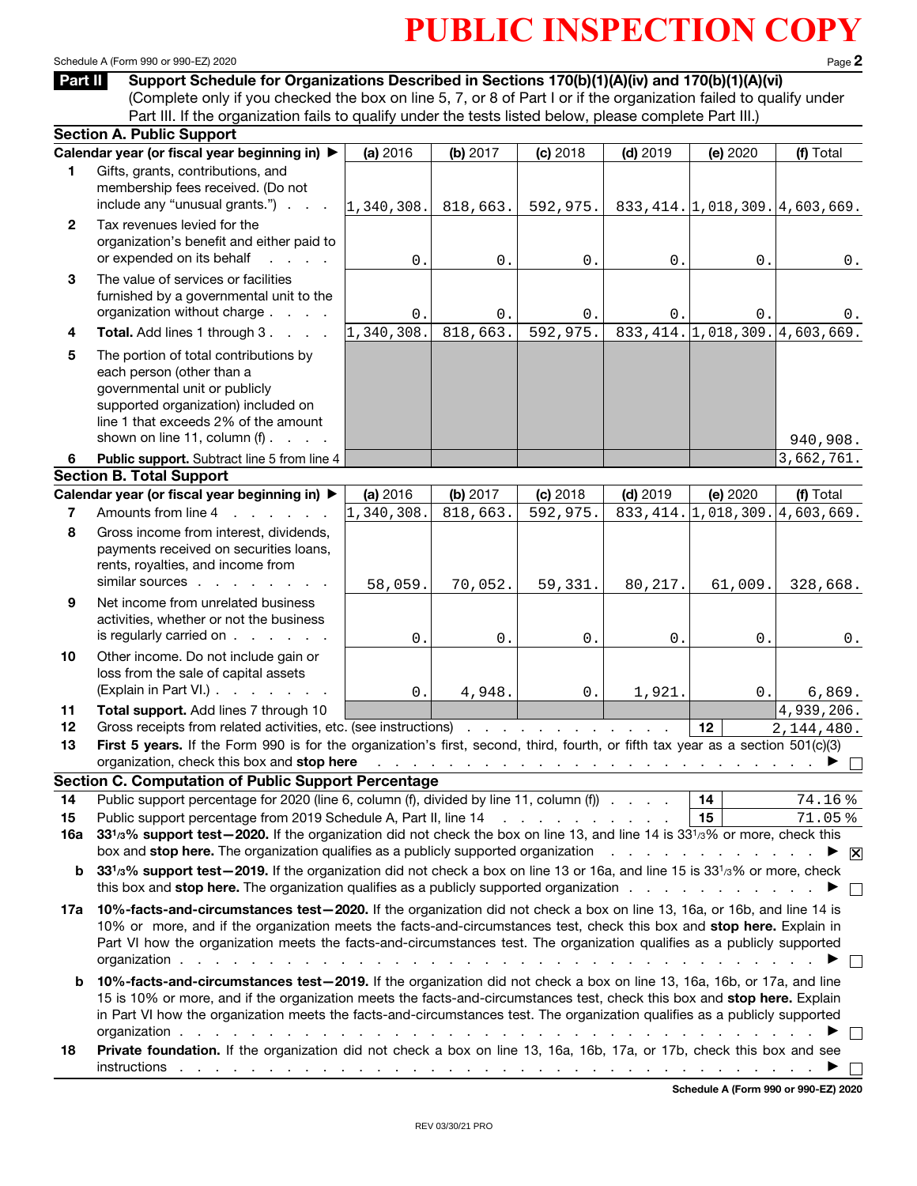# PUBLIC INSPECTION COPY

Schedule A (Form 990 or 990-EZ) 2020

## Part II Support Schedule for Organizations Described in Sections 170(b)(1)(A)(iv) and 170(b)(1)(A)(vi)

(Complete only if you checked the box on line 5, 7, or 8 of Part I or if the organization failed to qualify under Part III. If the organization fails to qualify under the tests listed below, please complete Part III.)

### Section A. Public Support

| Calendar year (or fiscal year beginning in) ▶ | (a) 2016 | (b) 2017 | (c) 2018 | (d) 2019 | (e) 2020 | (f) Total |
|---|---|---|---|---|---|---|
| 1 Gifts, grants, contributions, and membership fees received. (Do not include any "unusual grants.") | 1,340,308. | 818,663. | 592,975. | 833,414. | 1,018,309. | 4,603,669. |
| 2 Tax revenues levied for the organization's benefit and either paid to or expended on its behalf | 0. | 0. | 0. | 0. | 0. | 0. |
| 3 The value of services or facilities furnished by a governmental unit to the organization without charge | 0. | 0. | 0. | 0. | 0. | 0. |
| 4 **Total.** Add lines 1 through 3 | 1,340,308. | 818,663. | 592,975. | 833,414. | 1,018,309. | 4,603,669. |
| 5 The portion of total contributions by each person (other than a governmental unit or publicly supported organization) included on line 1 that exceeds 2% of the amount shown on line 11, column (f) | | | | | | 940,908. |
| 6 **Public support.** Subtract line 5 from line 4 | | | | | | 3,662,761. |

### Section B. Total Support

| Calendar year (or fiscal year beginning in) ▶ | (a) 2016 | (b) 2017 | (c) 2018 | (d) 2019 | (e) 2020 | (f) Total |
|---|---|---|---|---|---|---|
| 7 Amounts from line 4 | 1,340,308. | 818,663. | 592,975. | 833,414. | 1,018,309. | 4,603,669. |
| 8 Gross income from interest, dividends, payments received on securities loans, rents, royalties, and income from similar sources | 58,059. | 70,052. | 59,331. | 80,217. | 61,009. | 328,668. |
| 9 Net income from unrelated business activities, whether or not the business is regularly carried on | 0. | 0. | 0. | 0. | 0. | 0. |
| 10 Other income. Do not include gain or loss from the sale of capital assets (Explain in Part VI.) | 0. | 4,948. | 0. | 1,921. | 0. | 6,869. |
| 11 **Total support.** Add lines 7 through 10 | | | | | | 4,939,206. |

12 Gross receipts from related activities, etc. (see instructions) . . . 12 | 2,144,480.

13 **First 5 years.** If the Form 990 is for the organization's first, second, third, fourth, or fifth tax year as a section 501(c)(3) organization, check this box and **stop here** ▶ ☐

### Section C. Computation of Public Support Percentage

14 Public support percentage for 2020 (line 6, column (f), divided by line 11, column (f)) . . . 14 | 74.16 %

15 Public support percentage from 2019 Schedule A, Part II, line 14 . . . 15 | 71.05 %

16a **33 1/3% support test—2020.** If the organization did not check the box on line 13, and line 14 is 33 1/3% or more, check this box and **stop here.** The organization qualifies as a publicly supported organization ▶ ☒

b **33 1/3% support test—2019.** If the organization did not check a box on line 13 or 16a, and line 15 is 33 1/3% or more, check this box and **stop here.** The organization qualifies as a publicly supported organization ▶ ☐

17a **10%-facts-and-circumstances test—2020.** If the organization did not check a box on line 13, 16a, or 16b, and line 14 is 10% or more, and if the organization meets the facts-and-circumstances test, check this box and **stop here.** Explain in Part VI how the organization meets the facts-and-circumstances test. The organization qualifies as a publicly supported organization ▶ ☐

b **10%-facts-and-circumstances test—2019.** If the organization did not check a box on line 13, 16a, 16b, or 17a, and line 15 is 10% or more, and if the organization meets the facts-and-circumstances test, check this box and **stop here.** Explain in Part VI how the organization meets the facts-and-circumstances test. The organization qualifies as a publicly supported organization ▶ ☐

18 **Private foundation.** If the organization did not check a box on line 13, 16a, 16b, 17a, or 17b, check this box and see instructions ▶ ☐

**Schedule A (Form 990 or 990-EZ) 2020**

REV 03/30/21 PRO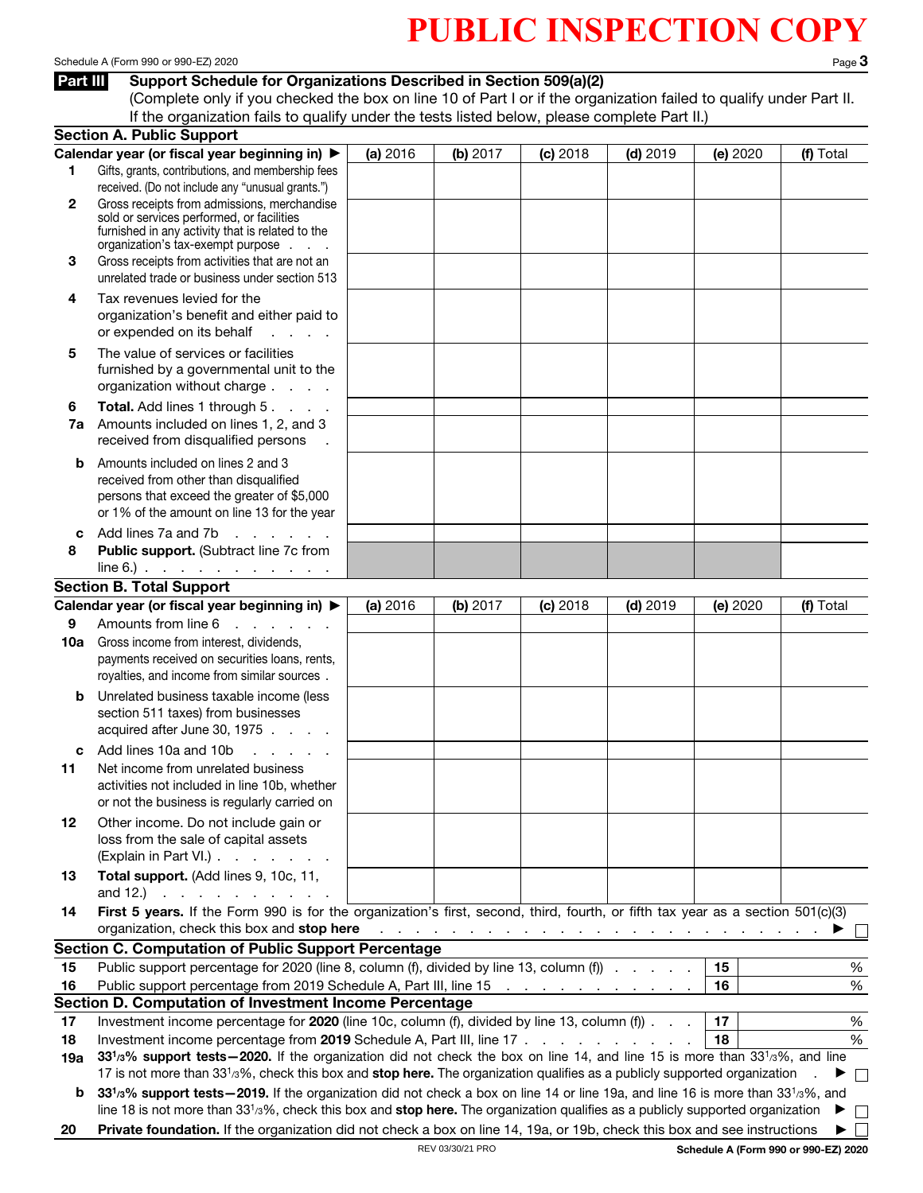# PUBLIC INSPECTION COPY

**Part III — Support Schedule for Organizations Described in Section 509(a)(2)**

(Complete only if you checked the box on line 10 of Part I or if the organization failed to qualify under Part II. If the organization fails to qualify under the tests listed below, please complete Part II.)

## Section A. Public Support

| Calendar year (or fiscal year beginning in) ▶ | (a) 2016 | (b) 2017 | (c) 2018 | (d) 2019 | (e) 2020 | (f) Total |
|---|---|---|---|---|---|---|
| 1 Gifts, grants, contributions, and membership fees received. (Do not include any "unusual grants.") | | | | | | |
| 2 Gross receipts from admissions, merchandise sold or services performed, or facilities furnished in any activity that is related to the organization's tax-exempt purpose | | | | | | |
| 3 Gross receipts from activities that are not an unrelated trade or business under section 513 | | | | | | |
| 4 Tax revenues levied for the organization's benefit and either paid to or expended on its behalf | | | | | | |
| 5 The value of services or facilities furnished by a governmental unit to the organization without charge | | | | | | |
| 6 **Total.** Add lines 1 through 5 | | | | | | |
| 7a Amounts included on lines 1, 2, and 3 received from disqualified persons | | | | | | |
| b Amounts included on lines 2 and 3 received from other than disqualified persons that exceed the greater of $5,000 or 1% of the amount on line 13 for the year | | | | | | |
| c Add lines 7a and 7b | | | | | | |
| 8 **Public support.** (Subtract line 7c from line 6.) | | | | | | |

## Section B. Total Support

| Calendar year (or fiscal year beginning in) ▶ | (a) 2016 | (b) 2017 | (c) 2018 | (d) 2019 | (e) 2020 | (f) Total |
|---|---|---|---|---|---|---|
| 9 Amounts from line 6 | | | | | | |
| 10a Gross income from interest, dividends, payments received on securities loans, rents, royalties, and income from similar sources | | | | | | |
| b Unrelated business taxable income (less section 511 taxes) from businesses acquired after June 30, 1975 | | | | | | |
| c Add lines 10a and 10b | | | | | | |
| 11 Net income from unrelated business activities not included in line 10b, whether or not the business is regularly carried on | | | | | | |
| 12 Other income. Do not include gain or loss from the sale of capital assets (Explain in Part VI.) | | | | | | |
| 13 **Total support.** (Add lines 9, 10c, 11, and 12.) | | | | | | |

14 **First 5 years.** If the Form 990 is for the organization's first, second, third, fourth, or fifth tax year as a section 501(c)(3) organization, check this box and **stop here** ▶ ☐

## Section C. Computation of Public Support Percentage

15 Public support percentage for 2020 (line 8, column (f), divided by line 13, column (f)) — 15 — %

16 Public support percentage from 2019 Schedule A, Part III, line 15 — 16 — %

## Section D. Computation of Investment Income Percentage

17 Investment income percentage for **2020** (line 10c, column (f), divided by line 13, column (f)) — 17 — %

18 Investment income percentage from **2019** Schedule A, Part III, line 17 — 18 — %

19a **33 1/3% support tests—2020.** If the organization did not check the box on line 14, and line 15 is more than 33 1/3%, and line 17 is not more than 33 1/3%, check this box and **stop here.** The organization qualifies as a publicly supported organization ▶ ☐

b **33 1/3% support tests—2019.** If the organization did not check a box on line 14 or line 19a, and line 16 is more than 33 1/3%, and line 18 is not more than 33 1/3%, check this box and **stop here.** The organization qualifies as a publicly supported organization ▶ ☐

20 **Private foundation.** If the organization did not check a box on line 14, 19a, or 19b, check this box and see instructions ▶ ☐

REV 03/30/21 PRO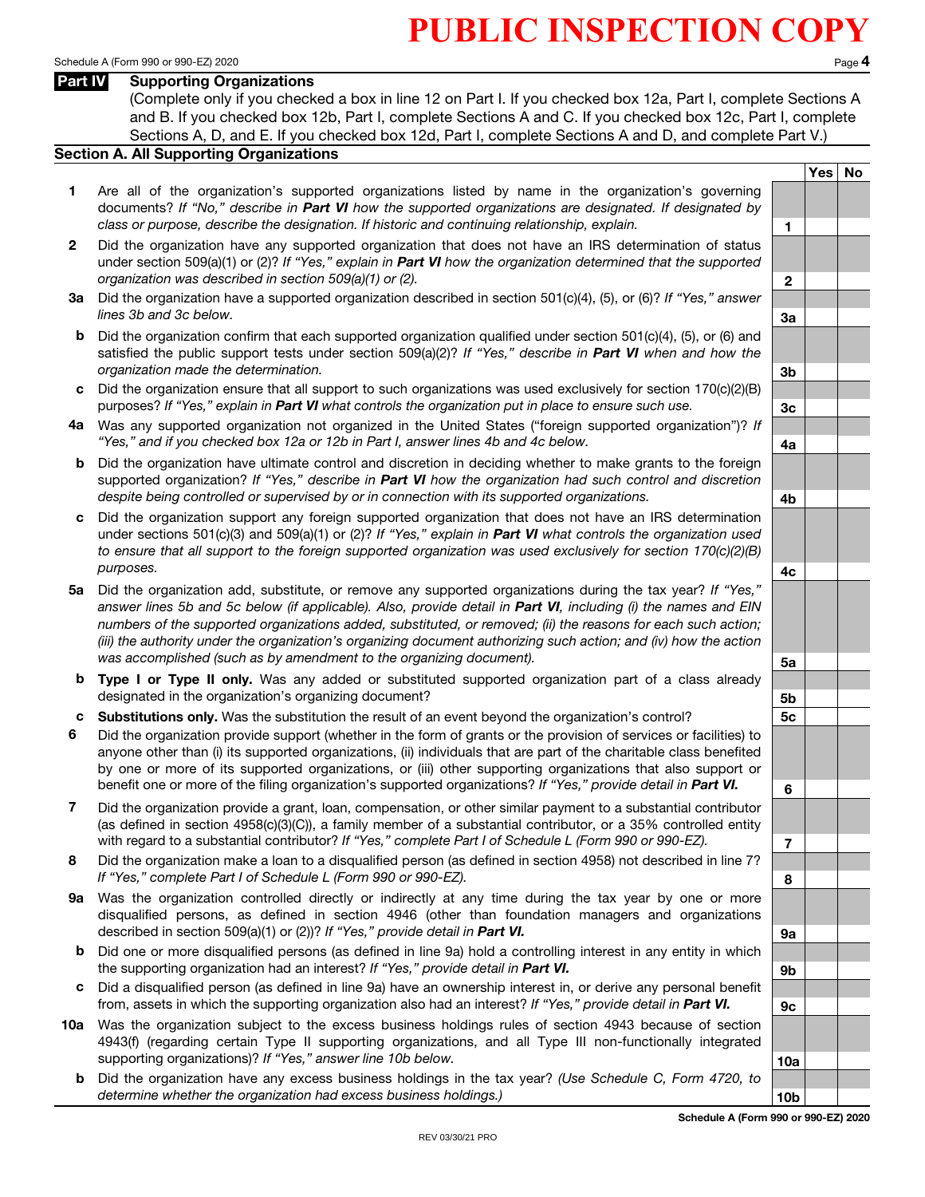# PUBLIC INSPECTION COPY

## Part IV Supporting Organizations

(Complete only if you checked a box in line 12 on Part I. If you checked box 12a, Part I, complete Sections A and B. If you checked box 12b, Part I, complete Sections A and C. If you checked box 12c, Part I, complete Sections A, D, and E. If you checked box 12d, Part I, complete Sections A and D, and complete Part V.)

### Section A. All Supporting Organizations

| | | | Yes | No |
|---|---|---|---|---|
| **1** | Are all of the organization's supported organizations listed by name in the organization's governing documents? *If "No," describe in **Part VI** how the supported organizations are designated. If designated by class or purpose, describe the designation. If historic and continuing relationship, explain.* | 1 | | |
| **2** | Did the organization have any supported organization that does not have an IRS determination of status under section 509(a)(1) or (2)? *If "Yes," explain in **Part VI** how the organization determined that the supported organization was described in section 509(a)(1) or (2).* | 2 | | |
| **3a** | Did the organization have a supported organization described in section 501(c)(4), (5), or (6)? *If "Yes," answer lines 3b and 3c below.* | 3a | | |
| **b** | Did the organization confirm that each supported organization qualified under section 501(c)(4), (5), or (6) and satisfied the public support tests under section 509(a)(2)? *If "Yes," describe in **Part VI** when and how the organization made the determination.* | 3b | | |
| **c** | Did the organization ensure that all support to such organizations was used exclusively for section 170(c)(2)(B) purposes? *If "Yes," explain in **Part VI** what controls the organization put in place to ensure such use.* | 3c | | |
| **4a** | Was any supported organization not organized in the United States ("foreign supported organization")? *If "Yes," and if you checked box 12a or 12b in Part I, answer lines 4b and 4c below.* | 4a | | |
| **b** | Did the organization have ultimate control and discretion in deciding whether to make grants to the foreign supported organization? *If "Yes," describe in **Part VI** how the organization had such control and discretion despite being controlled or supervised by or in connection with its supported organizations.* | 4b | | |
| **c** | Did the organization support any foreign supported organization that does not have an IRS determination under sections 501(c)(3) and 509(a)(1) or (2)? *If "Yes," explain in **Part VI** what controls the organization used to ensure that all support to the foreign supported organization was used exclusively for section 170(c)(2)(B) purposes.* | 4c | | |
| **5a** | Did the organization add, substitute, or remove any supported organizations during the tax year? *If "Yes," answer lines 5b and 5c below (if applicable). Also, provide detail in **Part VI**, including (i) the names and EIN numbers of the supported organizations added, substituted, or removed; (ii) the reasons for each such action; (iii) the authority under the organization's organizing document authorizing such action; and (iv) how the action was accomplished (such as by amendment to the organizing document).* | 5a | | |
| **b** | **Type I or Type II only.** Was any added or substituted supported organization part of a class already designated in the organization's organizing document? | 5b | | |
| **c** | **Substitutions only.** Was the substitution the result of an event beyond the organization's control? | 5c | | |
| **6** | Did the organization provide support (whether in the form of grants or the provision of services or facilities) to anyone other than (i) its supported organizations, (ii) individuals that are part of the charitable class benefited by one or more of its supported organizations, or (iii) other supporting organizations that also support or benefit one or more of the filing organization's supported organizations? *If "Yes," provide detail in **Part VI.*** | 6 | | |
| **7** | Did the organization provide a grant, loan, compensation, or other similar payment to a substantial contributor (as defined in section 4958(c)(3)(C)), a family member of a substantial contributor, or a 35% controlled entity with regard to a substantial contributor? *If "Yes," complete Part I of Schedule L (Form 990 or 990-EZ).* | 7 | | |
| **8** | Did the organization make a loan to a disqualified person (as defined in section 4958) not described in line 7? *If "Yes," complete Part I of Schedule L (Form 990 or 990-EZ).* | 8 | | |
| **9a** | Was the organization controlled directly or indirectly at any time during the tax year by one or more disqualified persons, as defined in section 4946 (other than foundation managers and organizations described in section 509(a)(1) or (2))? *If "Yes," provide detail in **Part VI.*** | 9a | | |
| **b** | Did one or more disqualified persons (as defined in line 9a) hold a controlling interest in any entity in which the supporting organization had an interest? *If "Yes," provide detail in **Part VI.*** | 9b | | |
| **c** | Did a disqualified person (as defined in line 9a) have an ownership interest in, or derive any personal benefit from, assets in which the supporting organization also had an interest? *If "Yes," provide detail in **Part VI.*** | 9c | | |
| **10a** | Was the organization subject to the excess business holdings rules of section 4943 because of section 4943(f) (regarding certain Type II supporting organizations, and all Type III non-functionally integrated supporting organizations)? *If "Yes," answer line 10b below.* | 10a | | |
| **b** | Did the organization have any excess business holdings in the tax year? *(Use Schedule C, Form 4720, to determine whether the organization had excess business holdings.)* | 10b | | |

**Schedule A (Form 990 or 990-EZ) 2020**

REV 03/30/21 PRO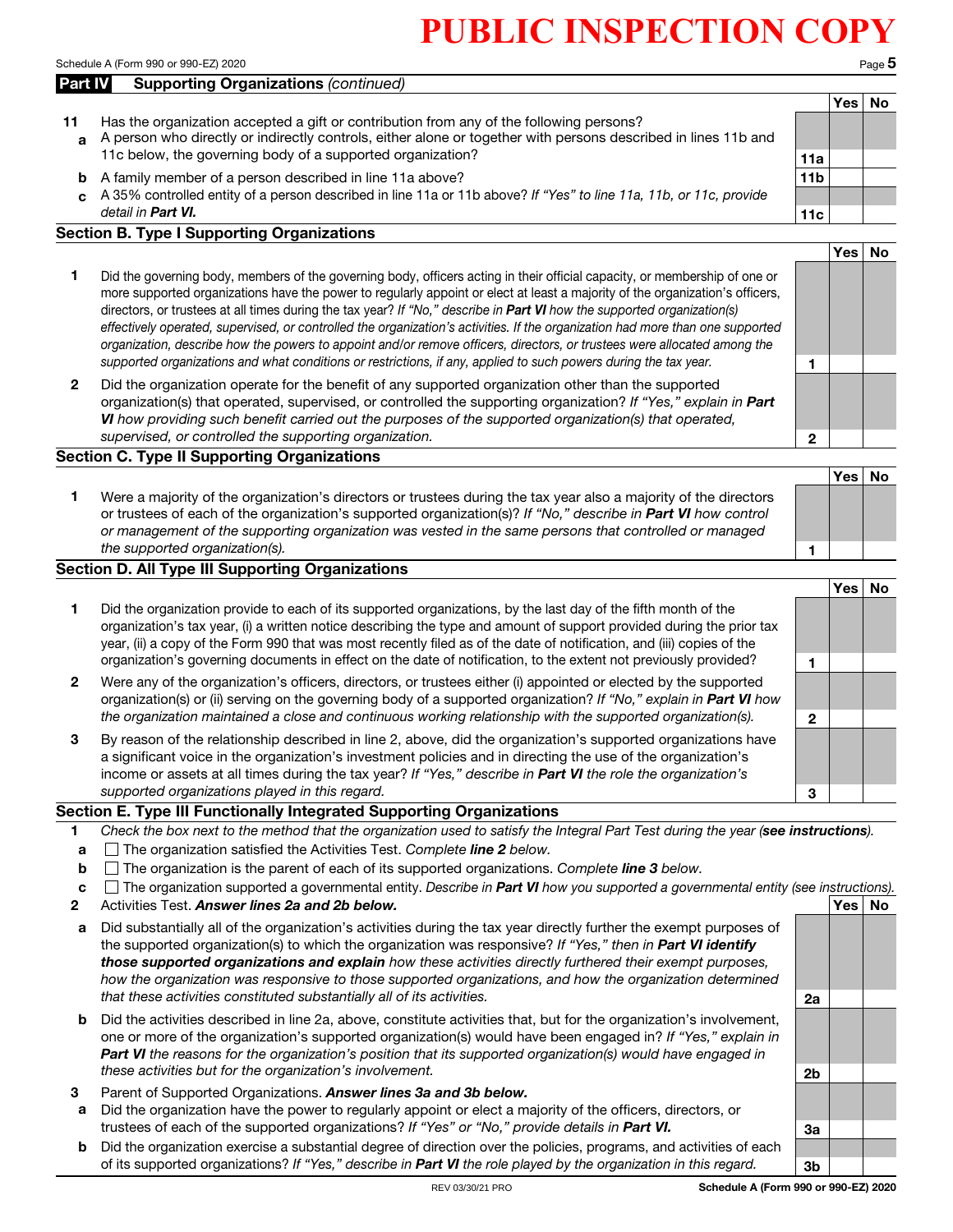**PUBLIC INSPECTION COPY**

## Part IV Supporting Organizations *(continued)*

| | | | Yes | No |
|---|---|---|---|---|
| **11** | Has the organization accepted a gift or contribution from any of the following persons? | | | |
| **a** | A person who directly or indirectly controls, either alone or together with persons described in lines 11b and 11c below, the governing body of a supported organization? | **11a** | | |
| **b** | A family member of a person described in line 11a above? | **11b** | | |
| **c** | A 35% controlled entity of a person described in line 11a or 11b above? *If "Yes" to line 11a, 11b, or 11c, provide detail in* ***Part VI.*** | **11c** | | |

### Section B. Type I Supporting Organizations

| | | | Yes | No |
|---|---|---|---|---|
| **1** | Did the governing body, members of the governing body, officers acting in their official capacity, or membership of one or more supported organizations have the power to regularly appoint or elect at least a majority of the organization's officers, directors, or trustees at all times during the tax year? *If "No," describe in* ***Part VI*** *how the supported organization(s) effectively operated, supervised, or controlled the organization's activities. If the organization had more than one supported organization, describe how the powers to appoint and/or remove officers, directors, or trustees were allocated among the supported organizations and what conditions or restrictions, if any, applied to such powers during the tax year.* | **1** | | |
| **2** | Did the organization operate for the benefit of any supported organization other than the supported organization(s) that operated, supervised, or controlled the supporting organization? *If "Yes," explain in* ***Part VI*** *how providing such benefit carried out the purposes of the supported organization(s) that operated, supervised, or controlled the supporting organization.* | **2** | | |

### Section C. Type II Supporting Organizations

| | | | Yes | No |
|---|---|---|---|---|
| **1** | Were a majority of the organization's directors or trustees during the tax year also a majority of the directors or trustees of each of the organization's supported organization(s)? *If "No," describe in* ***Part VI*** *how control or management of the supporting organization was vested in the same persons that controlled or managed the supported organization(s).* | **1** | | |

### Section D. All Type III Supporting Organizations

| | | | Yes | No |
|---|---|---|---|---|
| **1** | Did the organization provide to each of its supported organizations, by the last day of the fifth month of the organization's tax year, (i) a written notice describing the type and amount of support provided during the prior tax year, (ii) a copy of the Form 990 that was most recently filed as of the date of notification, and (iii) copies of the organization's governing documents in effect on the date of notification, to the extent not previously provided? | **1** | | |
| **2** | Were any of the organization's officers, directors, or trustees either (i) appointed or elected by the supported organization(s) or (ii) serving on the governing body of a supported organization? *If "No," explain in* ***Part VI*** *how the organization maintained a close and continuous working relationship with the supported organization(s).* | **2** | | |
| **3** | By reason of the relationship described in line 2, above, did the organization's supported organizations have a significant voice in the organization's investment policies and in directing the use of the organization's income or assets at all times during the tax year? *If "Yes," describe in* ***Part VI*** *the role the organization's supported organizations played in this regard.* | **3** | | |

### Section E. Type III Functionally Integrated Supporting Organizations

**1** *Check the box next to the method that the organization used to satisfy the Integral Part Test during the year (**see instructions**).*

- **a** ☐ The organization satisfied the Activities Test. *Complete* ***line 2*** *below.*
- **b** ☐ The organization is the parent of each of its supported organizations. *Complete* ***line 3*** *below.*
- **c** ☐ The organization supported a governmental entity. *Describe in* ***Part VI*** *how you supported a governmental entity (see instructions).*

| | | | Yes | No |
|---|---|---|---|---|
| **2** | Activities Test. ***Answer lines 2a and 2b below.*** | | | |
| **a** | Did substantially all of the organization's activities during the tax year directly further the exempt purposes of the supported organization(s) to which the organization was responsive? *If "Yes," then in* ***Part VI identify those supported organizations and explain*** *how these activities directly furthered their exempt purposes, how the organization was responsive to those supported organizations, and how the organization determined that these activities constituted substantially all of its activities.* | **2a** | | |
| **b** | Did the activities described in line 2a, above, constitute activities that, but for the organization's involvement, one or more of the organization's supported organization(s) would have been engaged in? *If "Yes," explain in* ***Part VI*** *the reasons for the organization's position that its supported organization(s) would have engaged in these activities but for the organization's involvement.* | **2b** | | |
| **3** | Parent of Supported Organizations. ***Answer lines 3a and 3b below.*** | | | |
| **a** | Did the organization have the power to regularly appoint or elect a majority of the officers, directors, or trustees of each of the supported organizations? *If "Yes" or "No," provide details in* ***Part VI.*** | **3a** | | |
| **b** | Did the organization exercise a substantial degree of direction over the policies, programs, and activities of each of its supported organizations? *If "Yes," describe in* ***Part VI*** *the role played by the organization in this regard.* | **3b** | | |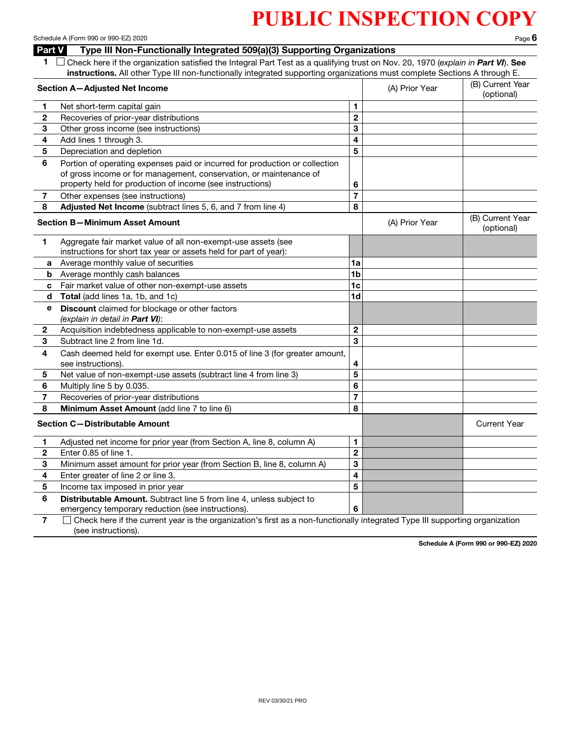# PUBLIC INSPECTION COPY

Schedule A (Form 990 or 990-EZ) 2020

## Part V Type III Non-Functionally Integrated 509(a)(3) Supporting Organizations

1 ☐ Check here if the organization satisfied the Integral Part Test as a qualifying trust on Nov. 20, 1970 (*explain in **Part VI***). **See instructions.** All other Type III non-functionally integrated supporting organizations must complete Sections A through E.

| **Section A—Adjusted Net Income** | | | (A) Prior Year | (B) Current Year (optional) |
|---|---|---|---|---|
| 1 | Net short-term capital gain | 1 | | |
| 2 | Recoveries of prior-year distributions | 2 | | |
| 3 | Other gross income (see instructions) | 3 | | |
| 4 | Add lines 1 through 3. | 4 | | |
| 5 | Depreciation and depletion | 5 | | |
| 6 | Portion of operating expenses paid or incurred for production or collection of gross income or for management, conservation, or maintenance of property held for production of income (see instructions) | 6 | | |
| 7 | Other expenses (see instructions) | 7 | | |
| 8 | **Adjusted Net Income** (subtract lines 5, 6, and 7 from line 4) | 8 | | |

| **Section B—Minimum Asset Amount** | | | (A) Prior Year | (B) Current Year (optional) |
|---|---|---|---|---|
| 1 | Aggregate fair market value of all non-exempt-use assets (see instructions for short tax year or assets held for part of year): | | | |
| a | Average monthly value of securities | 1a | | |
| b | Average monthly cash balances | 1b | | |
| c | Fair market value of other non-exempt-use assets | 1c | | |
| d | **Total** (add lines 1a, 1b, and 1c) | 1d | | |
| e | **Discount** claimed for blockage or other factors (*explain in detail in **Part VI***): | | | |
| 2 | Acquisition indebtedness applicable to non-exempt-use assets | 2 | | |
| 3 | Subtract line 2 from line 1d. | 3 | | |
| 4 | Cash deemed held for exempt use. Enter 0.015 of line 3 (for greater amount, see instructions). | 4 | | |
| 5 | Net value of non-exempt-use assets (subtract line 4 from line 3) | 5 | | |
| 6 | Multiply line 5 by 0.035. | 6 | | |
| 7 | Recoveries of prior-year distributions | 7 | | |
| 8 | **Minimum Asset Amount** (add line 7 to line 6) | 8 | | |

| **Section C—Distributable Amount** | | | | Current Year |
|---|---|---|---|---|
| 1 | Adjusted net income for prior year (from Section A, line 8, column A) | 1 | | |
| 2 | Enter 0.85 of line 1. | 2 | | |
| 3 | Minimum asset amount for prior year (from Section B, line 8, column A) | 3 | | |
| 4 | Enter greater of line 2 or line 3. | 4 | | |
| 5 | Income tax imposed in prior year | 5 | | |
| 6 | **Distributable Amount.** Subtract line 5 from line 4, unless subject to emergency temporary reduction (see instructions). | 6 | | |

7 ☐ Check here if the current year is the organization's first as a non-functionally integrated Type III supporting organization (see instructions).

Schedule A (Form 990 or 990-EZ) 2020

REV 03/30/21 PRO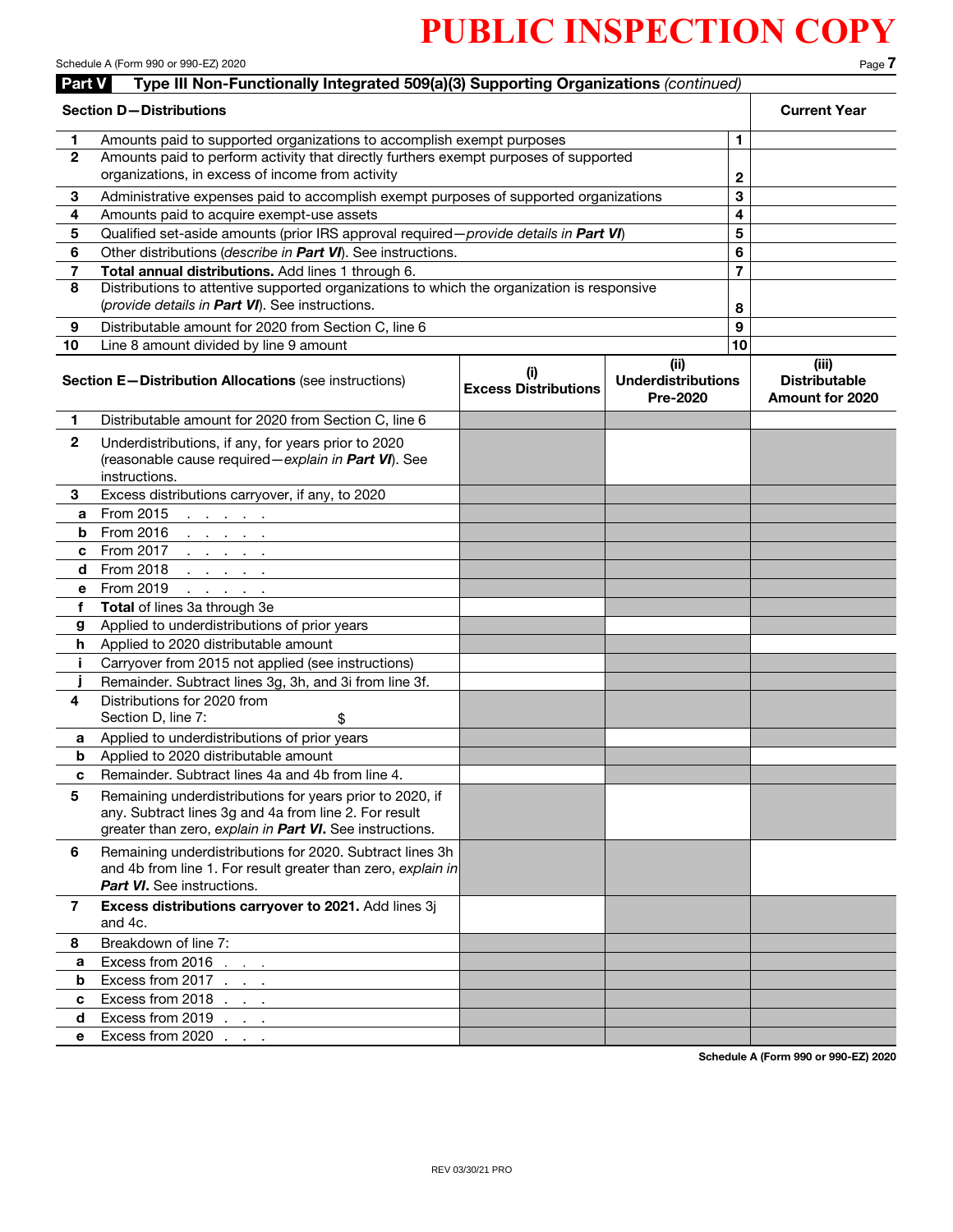PUBLIC INSPECTION COPY

Schedule A (Form 990 or 990-EZ) 2020

## Part V — Type III Non-Functionally Integrated 509(a)(3) Supporting Organizations *(continued)*

| | Section D—Distributions | | Current Year |
|---|---|---|---|
| 1 | Amounts paid to supported organizations to accomplish exempt purposes | 1 | |
| 2 | Amounts paid to perform activity that directly furthers exempt purposes of supported organizations, in excess of income from activity | 2 | |
| 3 | Administrative expenses paid to accomplish exempt purposes of supported organizations | 3 | |
| 4 | Amounts paid to acquire exempt-use assets | 4 | |
| 5 | Qualified set-aside amounts (prior IRS approval required—*provide details in **Part VI***) | 5 | |
| 6 | Other distributions (*describe in **Part VI***). See instructions. | 6 | |
| 7 | **Total annual distributions.** Add lines 1 through 6. | 7 | |
| 8 | Distributions to attentive supported organizations to which the organization is responsive (*provide details in **Part VI***). See instructions. | 8 | |
| 9 | Distributable amount for 2020 from Section C, line 6 | 9 | |
| 10 | Line 8 amount divided by line 9 amount | 10 | |

| | Section E—Distribution Allocations (see instructions) | (i) Excess Distributions | (ii) Underdistributions Pre-2020 | (iii) Distributable Amount for 2020 |
|---|---|---|---|---|
| 1 | Distributable amount for 2020 from Section C, line 6 | | | |
| 2 | Underdistributions, if any, for years prior to 2020 (reasonable cause required—*explain in **Part VI***). See instructions. | | | |
| 3 | Excess distributions carryover, if any, to 2020 | | | |
| a | From 2015 | | | |
| b | From 2016 | | | |
| c | From 2017 | | | |
| d | From 2018 | | | |
| e | From 2019 | | | |
| f | **Total** of lines 3a through 3e | | | |
| g | Applied to underdistributions of prior years | | | |
| h | Applied to 2020 distributable amount | | | |
| i | Carryover from 2015 not applied (see instructions) | | | |
| j | Remainder. Subtract lines 3g, 3h, and 3i from line 3f. | | | |
| 4 | Distributions for 2020 from Section D, line 7: $ | | | |
| a | Applied to underdistributions of prior years | | | |
| b | Applied to 2020 distributable amount | | | |
| c | Remainder. Subtract lines 4a and 4b from line 4. | | | |
| 5 | Remaining underdistributions for years prior to 2020, if any. Subtract lines 3g and 4a from line 2. For result greater than zero, *explain in **Part VI***. See instructions. | | | |
| 6 | Remaining underdistributions for 2020. Subtract lines 3h and 4b from line 1. For result greater than zero, *explain in **Part VI***. See instructions. | | | |
| 7 | **Excess distributions carryover to 2021.** Add lines 3j and 4c. | | | |
| 8 | Breakdown of line 7: | | | |
| a | Excess from 2016 | | | |
| b | Excess from 2017 | | | |
| c | Excess from 2018 | | | |
| d | Excess from 2019 | | | |
| e | Excess from 2020 | | | |

Schedule A (Form 990 or 990-EZ) 2020

REV 03/30/21 PRO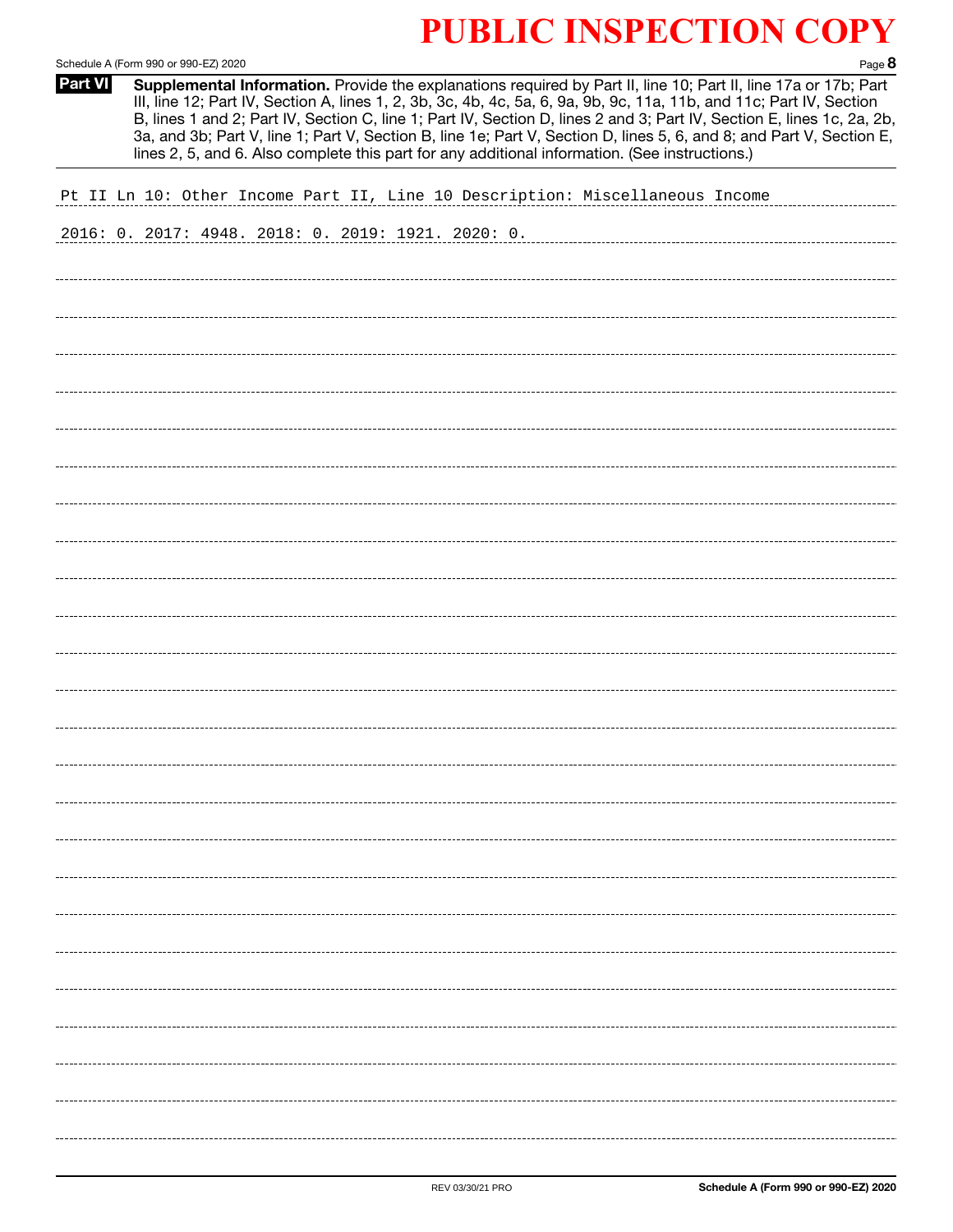# PUBLIC INSPECTION COPY

**Part VI** **Supplemental Information.** Provide the explanations required by Part II, line 10; Part II, line 17a or 17b; Part III, line 12; Part IV, Section A, lines 1, 2, 3b, 3c, 4b, 4c, 5a, 6, 9a, 9b, 9c, 11a, 11b, and 11c; Part IV, Section B, lines 1 and 2; Part IV, Section C, line 1; Part IV, Section D, lines 2 and 3; Part IV, Section E, lines 1c, 2a, 2b, 3a, and 3b; Part V, line 1; Part V, Section B, line 1e; Part V, Section D, lines 5, 6, and 8; and Part V, Section E, lines 2, 5, and 6. Also complete this part for any additional information. (See instructions.)

Pt II Ln 10: Other Income Part II, Line 10 Description: Miscellaneous Income

2016: 0. 2017: 4948. 2018: 0. 2019: 1921. 2020: 0.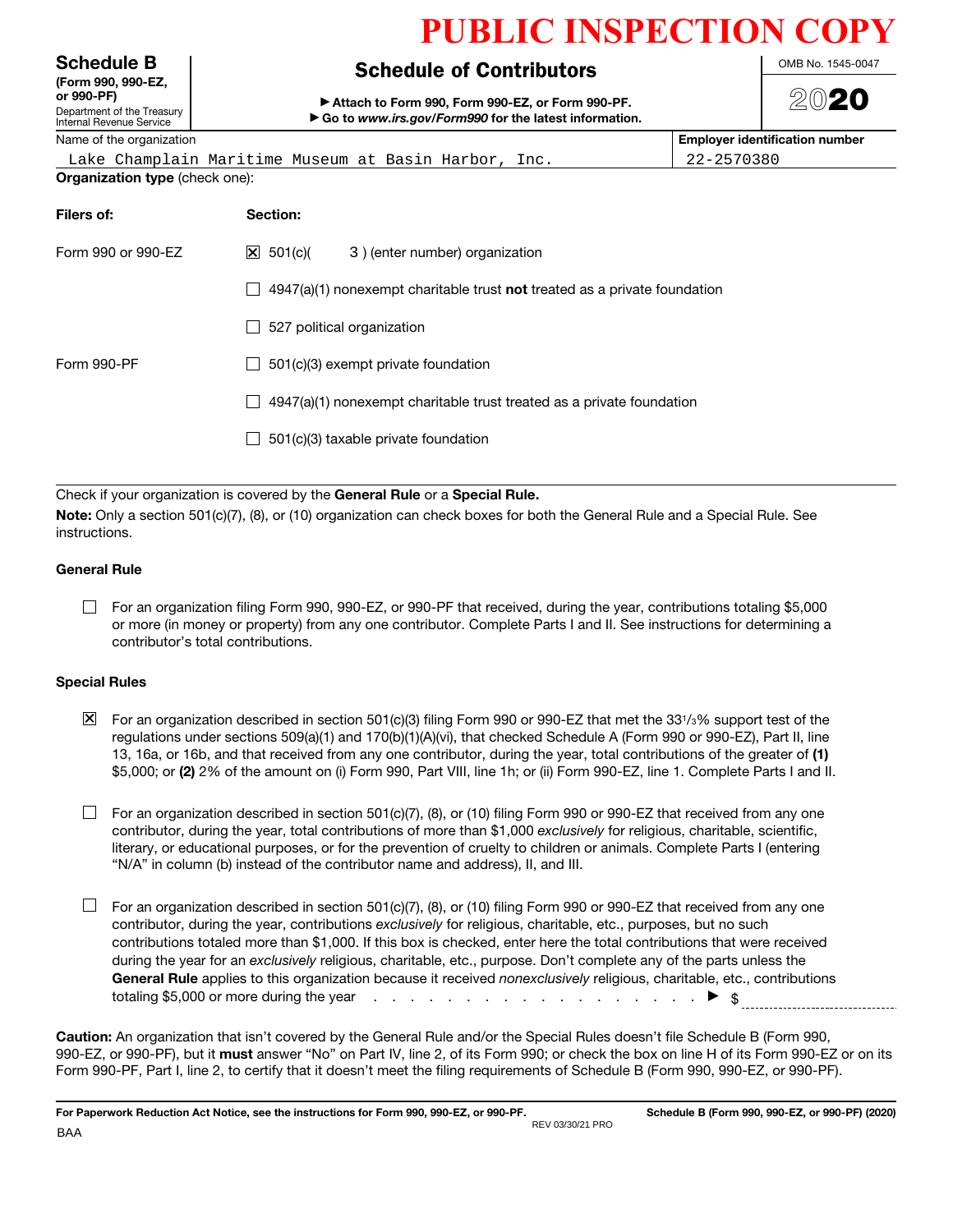# PUBLIC INSPECTION COPY

**Schedule B**
**(Form 990, 990-EZ, or 990-PF)**
Department of the Treasury
Internal Revenue Service

## Schedule of Contributors

▶ **Attach to Form 990, Form 990-EZ, or Form 990-PF.**
▶ **Go to *www.irs.gov/Form990* for the latest information.**

OMB No. 1545-0047

**2020**

| Name of the organization | Employer identification number |
|---|---|
| Lake Champlain Maritime Museum at Basin Harbor, Inc. | 22-2570380 |

**Organization type** (check one):

| Filers of: | Section: |
|---|---|
| Form 990 or 990-EZ | ☒ 501(c)( 3 ) (enter number) organization |
| | ☐ 4947(a)(1) nonexempt charitable trust **not** treated as a private foundation |
| | ☐ 527 political organization |
| Form 990-PF | ☐ 501(c)(3) exempt private foundation |
| | ☐ 4947(a)(1) nonexempt charitable trust treated as a private foundation |
| | ☐ 501(c)(3) taxable private foundation |

Check if your organization is covered by the **General Rule** or a **Special Rule.**

**Note:** Only a section 501(c)(7), (8), or (10) organization can check boxes for both the General Rule and a Special Rule. See instructions.

### General Rule

☐ For an organization filing Form 990, 990-EZ, or 990-PF that received, during the year, contributions totaling $5,000 or more (in money or property) from any one contributor. Complete Parts I and II. See instructions for determining a contributor's total contributions.

### Special Rules

☒ For an organization described in section 501(c)(3) filing Form 990 or 990-EZ that met the 33 1/3% support test of the regulations under sections 509(a)(1) and 170(b)(1)(A)(vi), that checked Schedule A (Form 990 or 990-EZ), Part II, line 13, 16a, or 16b, and that received from any one contributor, during the year, total contributions of the greater of **(1)** $5,000; or **(2)** 2% of the amount on (i) Form 990, Part VIII, line 1h; or (ii) Form 990-EZ, line 1. Complete Parts I and II.

☐ For an organization described in section 501(c)(7), (8), or (10) filing Form 990 or 990-EZ that received from any one contributor, during the year, total contributions of more than $1,000 *exclusively* for religious, charitable, scientific, literary, or educational purposes, or for the prevention of cruelty to children or animals. Complete Parts I (entering "N/A" in column (b) instead of the contributor name and address), II, and III.

☐ For an organization described in section 501(c)(7), (8), or (10) filing Form 990 or 990-EZ that received from any one contributor, during the year, contributions *exclusively* for religious, charitable, etc., purposes, but no such contributions totaled more than $1,000. If this box is checked, enter here the total contributions that were received during the year for an *exclusively* religious, charitable, etc., purpose. Don't complete any of the parts unless the **General Rule** applies to this organization because it received *nonexclusively* religious, charitable, etc., contributions totaling $5,000 or more during the year . . . . . . . . . . . . . . . . . . . . . . ▶ $ ____________

**Caution:** An organization that isn't covered by the General Rule and/or the Special Rules doesn't file Schedule B (Form 990, 990-EZ, or 990-PF), but it **must** answer "No" on Part IV, line 2, of its Form 990; or check the box on line H of its Form 990-EZ or on its Form 990-PF, Part I, line 2, to certify that it doesn't meet the filing requirements of Schedule B (Form 990, 990-EZ, or 990-PF).

**For Paperwork Reduction Act Notice, see the instructions for Form 990, 990-EZ, or 990-PF.** REV 03/30/21 PRO **Schedule B (Form 990, 990-EZ, or 990-PF) (2020)**

BAA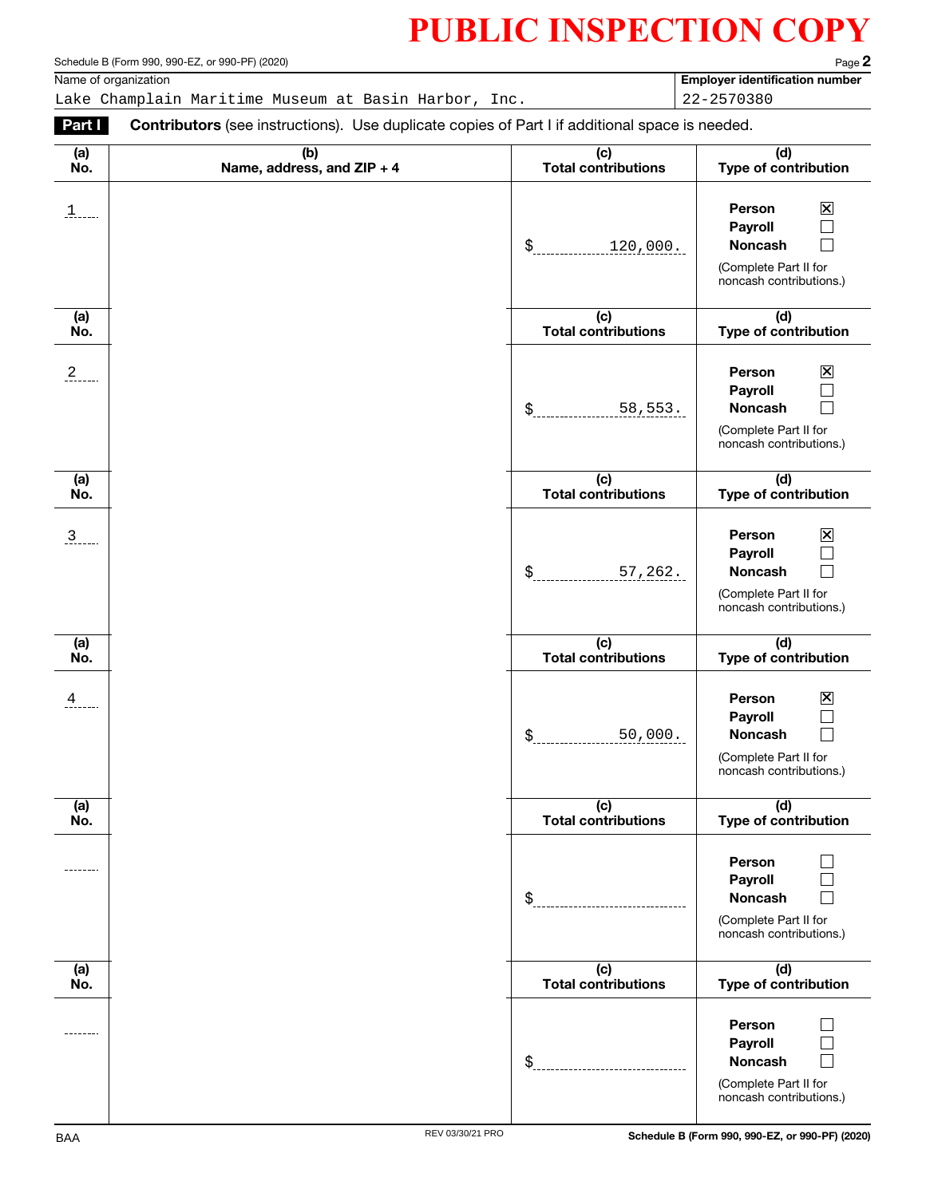# PUBLIC INSPECTION COPY

Schedule B (Form 990, 990-EZ, or 990-PF) (2020) Page **2**

| Name of organization | Employer identification number |
|---|---|
| Lake Champlain Maritime Museum at Basin Harbor, Inc. | 22-2570380 |

**Part I** **Contributors** (see instructions). Use duplicate copies of Part I if additional space is needed.

| (a) No. | (b) Name, address, and ZIP + 4 | (c) Total contributions | (d) Type of contribution |
|---|---|---|---|
| 1 | | $ 120,000. | Person ☒ Payroll ☐ Noncash ☐ (Complete Part II for noncash contributions.) |
| 2 | | $ 58,553. | Person ☒ Payroll ☐ Noncash ☐ (Complete Part II for noncash contributions.) |
| 3 | | $ 57,262. | Person ☒ Payroll ☐ Noncash ☐ (Complete Part II for noncash contributions.) |
| 4 | | $ 50,000. | Person ☒ Payroll ☐ Noncash ☐ (Complete Part II for noncash contributions.) |
| | | $ | Person ☐ Payroll ☐ Noncash ☐ (Complete Part II for noncash contributions.) |
| | | $ | Person ☐ Payroll ☐ Noncash ☐ (Complete Part II for noncash contributions.) |

BAA REV 03/30/21 PRO Schedule B (Form 990, 990-EZ, or 990-PF) (2020)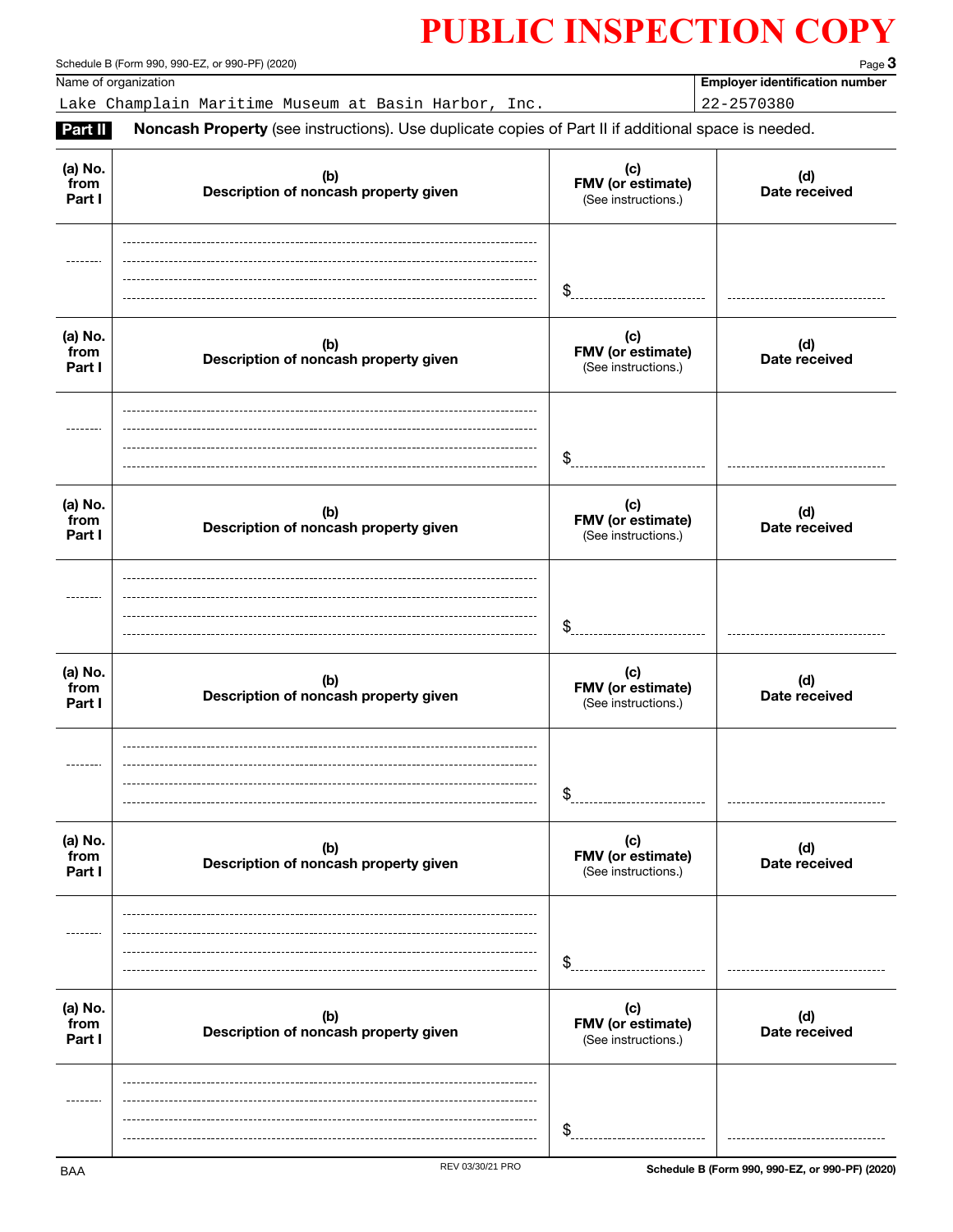# PUBLIC INSPECTION COPY

Schedule B (Form 990, 990-EZ, or 990-PF) (2020) Page **3**

| Name of organization | Employer identification number |
|---|---|
| Lake Champlain Maritime Museum at Basin Harbor, Inc. | 22-2570380 |

**Part II** **Noncash Property** (see instructions). Use duplicate copies of Part II if additional space is needed.

| (a) No. from Part I | (b) Description of noncash property given | (c) FMV (or estimate) (See instructions.) | (d) Date received |
|---|---|---|---|
| | | $ | |

| (a) No. from Part I | (b) Description of noncash property given | (c) FMV (or estimate) (See instructions.) | (d) Date received |
|---|---|---|---|
| | | $ | |

| (a) No. from Part I | (b) Description of noncash property given | (c) FMV (or estimate) (See instructions.) | (d) Date received |
|---|---|---|---|
| | | $ | |

| (a) No. from Part I | (b) Description of noncash property given | (c) FMV (or estimate) (See instructions.) | (d) Date received |
|---|---|---|---|
| | | $ | |

| (a) No. from Part I | (b) Description of noncash property given | (c) FMV (or estimate) (See instructions.) | (d) Date received |
|---|---|---|---|
| | | $ | |

| (a) No. from Part I | (b) Description of noncash property given | (c) FMV (or estimate) (See instructions.) | (d) Date received |
|---|---|---|---|
| | | $ | |

BAA REV 03/30/21 PRO Schedule B (Form 990, 990-EZ, or 990-PF) (2020)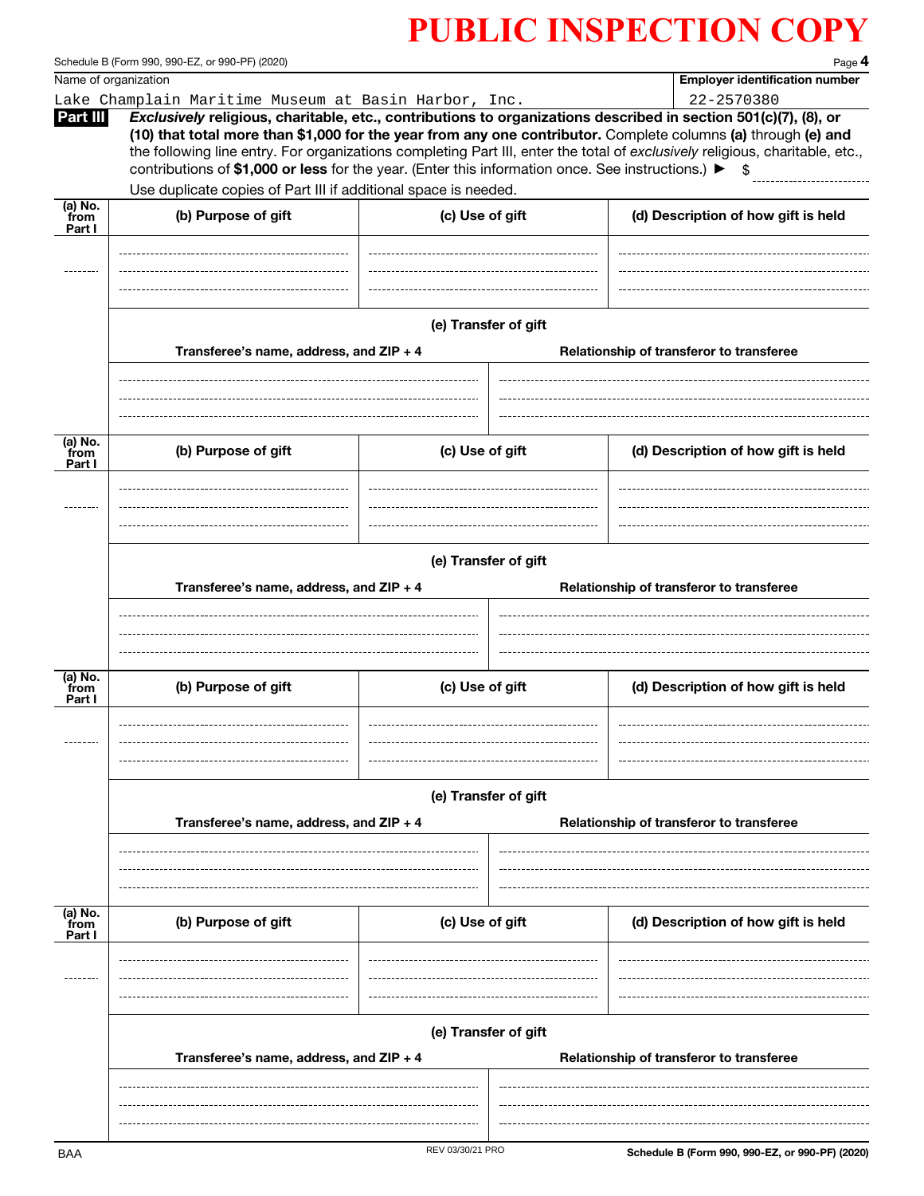**PUBLIC INSPECTION COPY**

Schedule B (Form 990, 990-EZ, or 990-PF) (2020)

| Name of organization | Employer identification number |
|---|---|
| Lake Champlain Maritime Museum at Basin Harbor, Inc. | 22-2570380 |

**Part III** *Exclusively* **religious, charitable, etc., contributions to organizations described in section 501(c)(7), (8), or (10) that total more than $1,000 for the year from any one contributor.** Complete columns **(a)** through **(e) and** the following line entry. For organizations completing Part III, enter the total of *exclusively* religious, charitable, etc., contributions of **$1,000 or less** for the year. (Enter this information once. See instructions.) ▶ $

Use duplicate copies of Part III if additional space is needed.

| (a) No. from Part I | (b) Purpose of gift | (c) Use of gift | (d) Description of how gift is held |
|---|---|---|---|
| | | | |

**(e) Transfer of gift**

| Transferee's name, address, and ZIP + 4 | Relationship of transferor to transferee |
|---|---|
| | |

| (a) No. from Part I | (b) Purpose of gift | (c) Use of gift | (d) Description of how gift is held |
|---|---|---|---|
| | | | |

**(e) Transfer of gift**

| Transferee's name, address, and ZIP + 4 | Relationship of transferor to transferee |
|---|---|
| | |

| (a) No. from Part I | (b) Purpose of gift | (c) Use of gift | (d) Description of how gift is held |
|---|---|---|---|
| | | | |

**(e) Transfer of gift**

| Transferee's name, address, and ZIP + 4 | Relationship of transferor to transferee |
|---|---|
| | |

| (a) No. from Part I | (b) Purpose of gift | (c) Use of gift | (d) Description of how gift is held |
|---|---|---|---|
| | | | |

**(e) Transfer of gift**

| Transferee's name, address, and ZIP + 4 | Relationship of transferor to transferee |
|---|---|
| | |

BAA REV 03/30/21 PRO Schedule B (Form 990, 990-EZ, or 990-PF) (2020)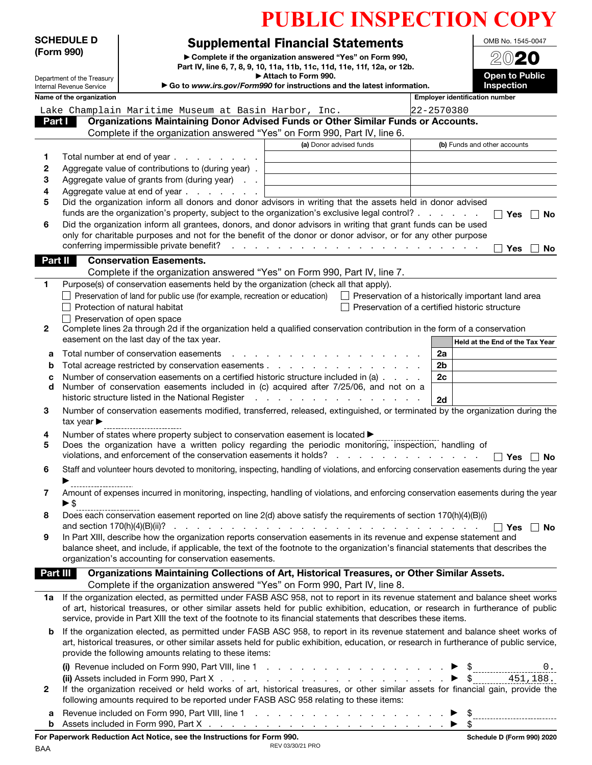# PUBLIC INSPECTION COPY

**SCHEDULE D (Form 990)**

Department of the Treasury
Internal Revenue Service

## Supplemental Financial Statements

▶ Complete if the organization answered "Yes" on Form 990, Part IV, line 6, 7, 8, 9, 10, 11a, 11b, 11c, 11d, 11e, 11f, 12a, or 12b.
▶ Attach to Form 990.
▶ Go to *www.irs.gov/Form990* for instructions and the latest information.

OMB No. 1545-0047

**2020**

**Open to Public Inspection**

Name of the organization: Lake Champlain Maritime Museum at Basin Harbor, Inc.

Employer identification number: 22-2570380

### Part I — Organizations Maintaining Donor Advised Funds or Other Similar Funds or Accounts.
Complete if the organization answered "Yes" on Form 990, Part IV, line 6.

| | | (a) Donor advised funds | (b) Funds and other accounts |
|---|---|---|---|
| 1 | Total number at end of year | | |
| 2 | Aggregate value of contributions to (during year) | | |
| 3 | Aggregate value of grants from (during year) | | |
| 4 | Aggregate value at end of year | | |

5 Did the organization inform all donors and donor advisors in writing that the assets held in donor advised funds are the organization's property, subject to the organization's exclusive legal control? ☐ Yes ☐ No

6 Did the organization inform all grantees, donors, and donor advisors in writing that grant funds can be used only for charitable purposes and not for the benefit of the donor or donor advisor, or for any other purpose conferring impermissible private benefit? ☐ Yes ☐ No

### Part II — Conservation Easements.
Complete if the organization answered "Yes" on Form 990, Part IV, line 7.

1 Purpose(s) of conservation easements held by the organization (check all that apply).

- ☐ Preservation of land for public use (for example, recreation or education)
- ☐ Preservation of a historically important land area
- ☐ Protection of natural habitat
- ☐ Preservation of a certified historic structure
- ☐ Preservation of open space

2 Complete lines 2a through 2d if the organization held a qualified conservation contribution in the form of a conservation easement on the last day of the tax year.

| | | | Held at the End of the Tax Year |
|---|---|---|---|
| a | Total number of conservation easements | 2a | |
| b | Total acreage restricted by conservation easements | 2b | |
| c | Number of conservation easements on a certified historic structure included in (a) | 2c | |
| d | Number of conservation easements included in (c) acquired after 7/25/06, and not on a historic structure listed in the National Register | 2d | |

3 Number of conservation easements modified, transferred, released, extinguished, or terminated by the organization during the tax year ▶

4 Number of states where property subject to conservation easement is located ▶

5 Does the organization have a written policy regarding the periodic monitoring, inspection, handling of violations, and enforcement of the conservation easements it holds? ☐ Yes ☐ No

6 Staff and volunteer hours devoted to monitoring, inspecting, handling of violations, and enforcing conservation easements during the year ▶

7 Amount of expenses incurred in monitoring, inspecting, handling of violations, and enforcing conservation easements during the year ▶ $

8 Does each conservation easement reported on line 2(d) above satisfy the requirements of section 170(h)(4)(B)(i) and section 170(h)(4)(B)(ii)? ☐ Yes ☐ No

9 In Part XIII, describe how the organization reports conservation easements in its revenue and expense statement and balance sheet, and include, if applicable, the text of the footnote to the organization's financial statements that describes the organization's accounting for conservation easements.

### Part III — Organizations Maintaining Collections of Art, Historical Treasures, or Other Similar Assets.
Complete if the organization answered "Yes" on Form 990, Part IV, line 8.

1a If the organization elected, as permitted under FASB ASC 958, not to report in its revenue statement and balance sheet works of art, historical treasures, or other similar assets held for public exhibition, education, or research in furtherance of public service, provide in Part XIII the text of the footnote to its financial statements that describes these items.

b If the organization elected, as permitted under FASB ASC 958, to report in its revenue statement and balance sheet works of art, historical treasures, or other similar assets held for public exhibition, education, or research in furtherance of public service, provide the following amounts relating to these items:

(i) Revenue included on Form 990, Part VIII, line 1 ▶ $ 0.

(ii) Assets included in Form 990, Part X ▶ $ 451,188.

2 If the organization received or held works of art, historical treasures, or other similar assets for financial gain, provide the following amounts required to be reported under FASB ASC 958 relating to these items:

a Revenue included on Form 990, Part VIII, line 1 ▶ $

b Assets included in Form 990, Part X ▶ $

**For Paperwork Reduction Act Notice, see the Instructions for Form 990.** — Schedule D (Form 990) 2020

BAA — REV 03/30/21 PRO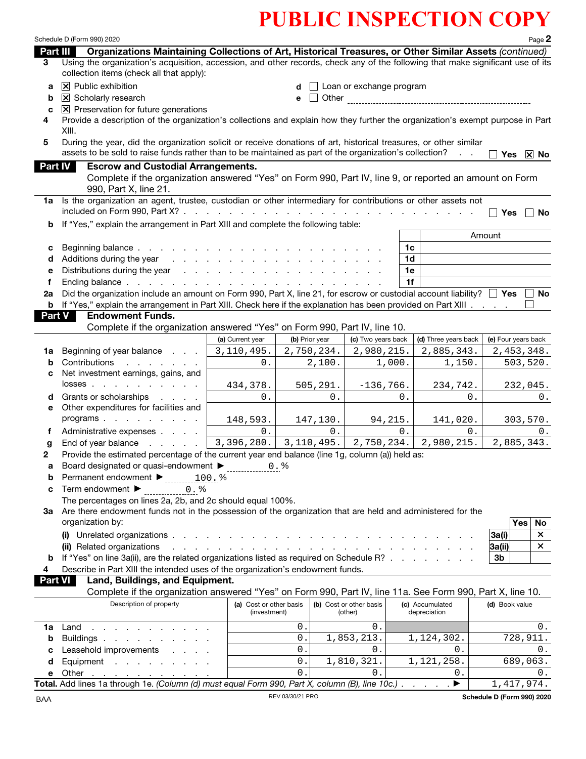PUBLIC INSPECTION COPY

## Part III Organizations Maintaining Collections of Art, Historical Treasures, or Other Similar Assets *(continued)*

**3** Using the organization's acquisition, accession, and other records, check any of the following that make significant use of its collection items (check all that apply):

- **a** [X] Public exhibition
- **b** [X] Scholarly research
- **c** [X] Preservation for future generations
- **d** [ ] Loan or exchange program
- **e** [ ] Other

**4** Provide a description of the organization's collections and explain how they further the organization's exempt purpose in Part XIII.

**5** During the year, did the organization solicit or receive donations of art, historical treasures, or other similar assets to be sold to raise funds rather than to be maintained as part of the organization's collection? [ ] Yes [X] No

## Part IV Escrow and Custodial Arrangements.

Complete if the organization answered "Yes" on Form 990, Part IV, line 9, or reported an amount on Form 990, Part X, line 21.

**1a** Is the organization an agent, trustee, custodian or other intermediary for contributions or other assets not included on Form 990, Part X? [ ] Yes [ ] No

**b** If "Yes," explain the arrangement in Part XIII and complete the following table:

| | | Amount |
|---|---|---|
| **c** Beginning balance | 1c | |
| **d** Additions during the year | 1d | |
| **e** Distributions during the year | 1e | |
| **f** Ending balance | 1f | |

**2a** Did the organization include an amount on Form 990, Part X, line 21, for escrow or custodial account liability? [ ] Yes [ ] No

**b** If "Yes," explain the arrangement in Part XIII. Check here if the explanation has been provided on Part XIII [ ]

## Part V Endowment Funds.

Complete if the organization answered "Yes" on Form 990, Part IV, line 10.

| | (a) Current year | (b) Prior year | (c) Two years back | (d) Three years back | (e) Four years back |
|---|---|---|---|---|---|
| **1a** Beginning of year balance | 3,110,495. | 2,750,234. | 2,980,215. | 2,885,343. | 2,453,348. |
| **b** Contributions | 0. | 2,100. | 1,000. | 1,150. | 503,520. |
| **c** Net investment earnings, gains, and losses | 434,378. | 505,291. | -136,766. | 234,742. | 232,045. |
| **d** Grants or scholarships | 0. | 0. | 0. | 0. | 0. |
| **e** Other expenditures for facilities and programs | 148,593. | 147,130. | 94,215. | 141,020. | 303,570. |
| **f** Administrative expenses | 0. | 0. | 0. | 0. | 0. |
| **g** End of year balance | 3,396,280. | 3,110,495. | 2,750,234. | 2,980,215. | 2,885,343. |

**2** Provide the estimated percentage of the current year end balance (line 1g, column (a)) held as:

- **a** Board designated or quasi-endowment ▶ 0. %
- **b** Permanent endowment ▶ 100. %
- **c** Term endowment ▶ 0. %

The percentages on lines 2a, 2b, and 2c should equal 100%.

**3a** Are there endowment funds not in the possession of the organization that are held and administered for the organization by:

| | | Yes | No |
|---|---|---|---|
| **(i)** Unrelated organizations | 3a(i) | | X |
| **(ii)** Related organizations | 3a(ii) | | X |
| **b** If "Yes" on line 3a(ii), are the related organizations listed as required on Schedule R? | 3b | | |

**4** Describe in Part XIII the intended uses of the organization's endowment funds.

## Part VI Land, Buildings, and Equipment.

Complete if the organization answered "Yes" on Form 990, Part IV, line 11a. See Form 990, Part X, line 10.

| Description of property | (a) Cost or other basis (investment) | (b) Cost or other basis (other) | (c) Accumulated depreciation | (d) Book value |
|---|---|---|---|---|
| **1a** Land | 0. | 0. | | 0. |
| **b** Buildings | 0. | 1,853,213. | 1,124,302. | 728,911. |
| **c** Leasehold improvements | 0. | 0. | 0. | 0. |
| **d** Equipment | 0. | 1,810,321. | 1,121,258. | 689,063. |
| **e** Other | 0. | 0. | 0. | 0. |
| **Total.** Add lines 1a through 1e. *(Column (d) must equal Form 990, Part X, column (B), line 10c.)* ▶ | | | | 1,417,974. |

BAA REV 03/30/21 PRO Schedule D (Form 990) 2020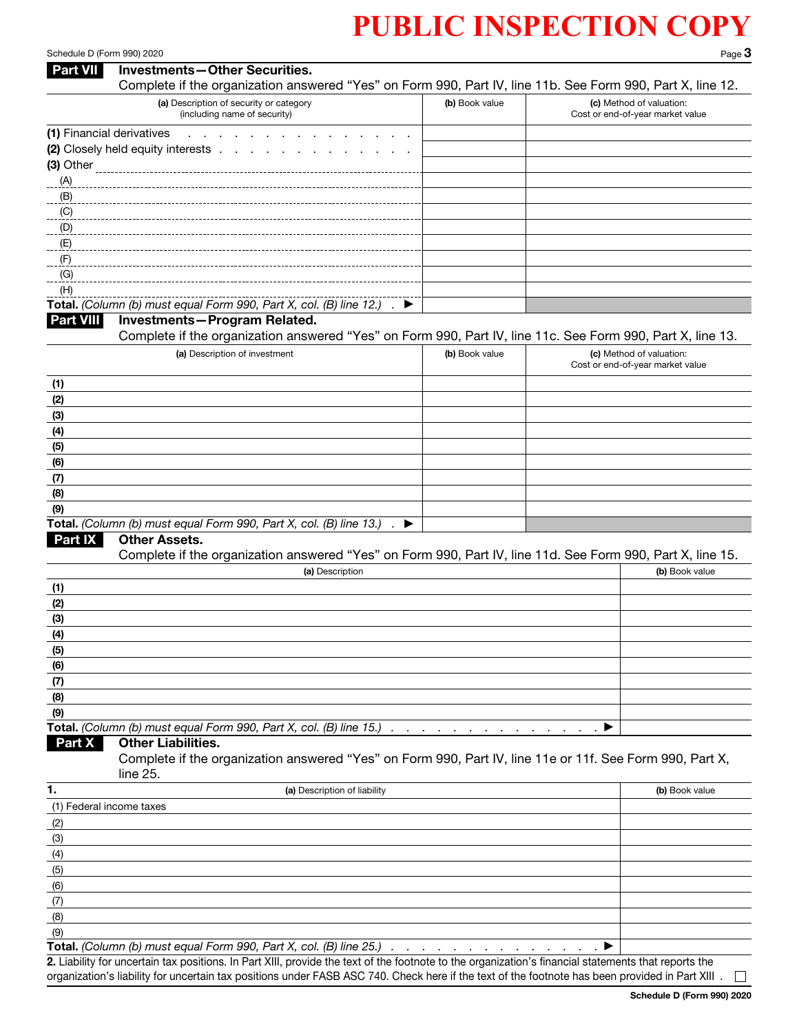# PUBLIC INSPECTION COPY

## Part VII Investments—Other Securities.

Complete if the organization answered "Yes" on Form 990, Part IV, line 11b. See Form 990, Part X, line 12.

| (a) Description of security or category (including name of security) | (b) Book value | (c) Method of valuation: Cost or end-of-year market value |
|---|---|---|
| (1) Financial derivatives | | |
| (2) Closely held equity interests | | |
| (3) Other | | |
| (A) | | |
| (B) | | |
| (C) | | |
| (D) | | |
| (E) | | |
| (F) | | |
| (G) | | |
| (H) | | |
| **Total.** *(Column (b) must equal Form 990, Part X, col. (B) line 12.)* ▶ | | |

## Part VIII Investments—Program Related.

Complete if the organization answered "Yes" on Form 990, Part IV, line 11c. See Form 990, Part X, line 13.

| (a) Description of investment | (b) Book value | (c) Method of valuation: Cost or end-of-year market value |
|---|---|---|
| (1) | | |
| (2) | | |
| (3) | | |
| (4) | | |
| (5) | | |
| (6) | | |
| (7) | | |
| (8) | | |
| (9) | | |
| **Total.** *(Column (b) must equal Form 990, Part X, col. (B) line 13.)* ▶ | | |

## Part IX Other Assets.

Complete if the organization answered "Yes" on Form 990, Part IV, line 11d. See Form 990, Part X, line 15.

| (a) Description | (b) Book value |
|---|---|
| (1) | |
| (2) | |
| (3) | |
| (4) | |
| (5) | |
| (6) | |
| (7) | |
| (8) | |
| (9) | |
| **Total.** *(Column (b) must equal Form 990, Part X, col. (B) line 15.)* ▶ | |

## Part X Other Liabilities.

Complete if the organization answered "Yes" on Form 990, Part IV, line 11e or 11f. See Form 990, Part X, line 25.

| 1. (a) Description of liability | (b) Book value |
|---|---|
| (1) Federal income taxes | |
| (2) | |
| (3) | |
| (4) | |
| (5) | |
| (6) | |
| (7) | |
| (8) | |
| (9) | |
| **Total.** *(Column (b) must equal Form 990, Part X, col. (B) line 25.)* ▶ | |

**2.** Liability for uncertain tax positions. In Part XIII, provide the text of the footnote to the organization's financial statements that reports the organization's liability for uncertain tax positions under FASB ASC 740. Check here if the text of the footnote has been provided in Part XIII ☐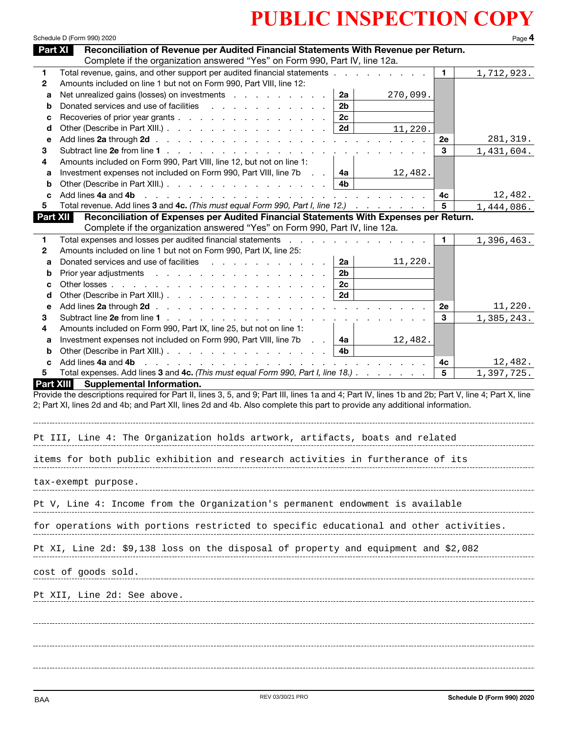# PUBLIC INSPECTION COPY

Schedule D (Form 990) 2020

## Part XI Reconciliation of Revenue per Audited Financial Statements With Revenue per Return.

Complete if the organization answered "Yes" on Form 990, Part IV, line 12a.

| | | | | | |
|---|---|---|---|---|---|
| 1 | Total revenue, gains, and other support per audited financial statements | | | 1 | 1,712,923. |
| 2 | Amounts included on line 1 but not on Form 990, Part VIII, line 12: | | | | |
| a | Net unrealized gains (losses) on investments | 2a | 270,099. | | |
| b | Donated services and use of facilities | 2b | | | |
| c | Recoveries of prior year grants | 2c | | | |
| d | Other (Describe in Part XIII.) | 2d | 11,220. | | |
| e | Add lines **2a** through **2d** | | | 2e | 281,319. |
| 3 | Subtract line **2e** from line **1** | | | 3 | 1,431,604. |
| 4 | Amounts included on Form 990, Part VIII, line 12, but not on line 1: | | | | |
| a | Investment expenses not included on Form 990, Part VIII, line 7b | 4a | 12,482. | | |
| b | Other (Describe in Part XIII.) | 4b | | | |
| c | Add lines **4a** and **4b** | | | 4c | 12,482. |
| 5 | Total revenue. Add lines **3** and **4c.** *(This must equal Form 990, Part I, line 12.)* | | | 5 | 1,444,086. |

## Part XII Reconciliation of Expenses per Audited Financial Statements With Expenses per Return.

Complete if the organization answered "Yes" on Form 990, Part IV, line 12a.

| | | | | | |
|---|---|---|---|---|---|
| 1 | Total expenses and losses per audited financial statements | | | 1 | 1,396,463. |
| 2 | Amounts included on line 1 but not on Form 990, Part IX, line 25: | | | | |
| a | Donated services and use of facilities | 2a | 11,220. | | |
| b | Prior year adjustments | 2b | | | |
| c | Other losses | 2c | | | |
| d | Other (Describe in Part XIII.) | 2d | | | |
| e | Add lines **2a** through **2d** | | | 2e | 11,220. |
| 3 | Subtract line **2e** from line **1** | | | 3 | 1,385,243. |
| 4 | Amounts included on Form 990, Part IX, line 25, but not on line 1: | | | | |
| a | Investment expenses not included on Form 990, Part VIII, line 7b | 4a | 12,482. | | |
| b | Other (Describe in Part XIII.) | 4b | | | |
| c | Add lines **4a** and **4b** | | | 4c | 12,482. |
| 5 | Total expenses. Add lines **3** and **4c.** *(This must equal Form 990, Part I, line 18.)* | | | 5 | 1,397,725. |

## Part XIII Supplemental Information.

Provide the descriptions required for Part II, lines 3, 5, and 9; Part III, lines 1a and 4; Part IV, lines 1b and 2b; Part V, line 4; Part X, line 2; Part XI, lines 2d and 4b; and Part XII, lines 2d and 4b. Also complete this part to provide any additional information.

Pt III, Line 4: The Organization holds artwork, artifacts, boats and related items for both public exhibition and research activities in furtherance of its tax-exempt purpose.

Pt V, Line 4: Income from the Organization's permanent endowment is available for operations with portions restricted to specific educational and other activities.

Pt XI, Line 2d: $9,138 loss on the disposal of property and equipment and $2,082 cost of goods sold.

Pt XII, Line 2d: See above.

BAA REV 03/30/21 PRO Schedule D (Form 990) 2020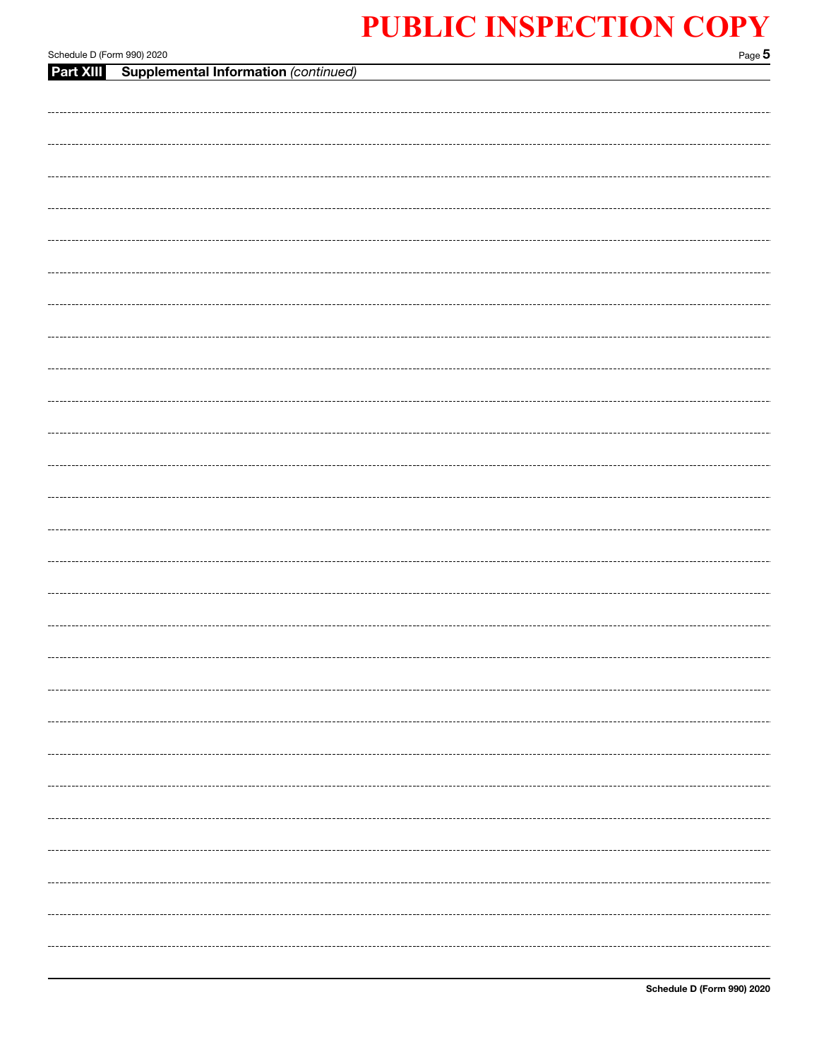# PUBLIC INSPECTION COPY

**Part XIII** **Supplemental Information** *(continued)*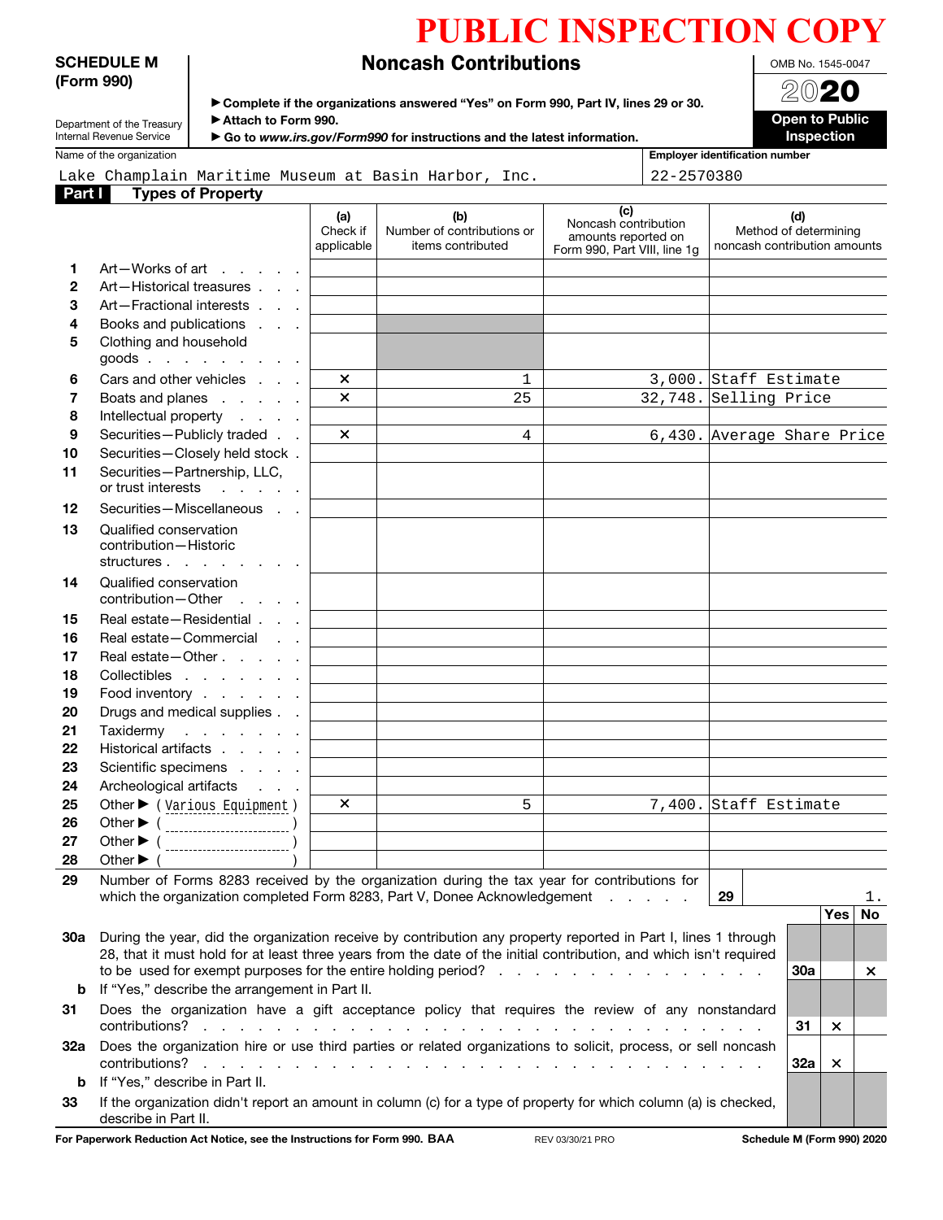# PUBLIC INSPECTION COPY

**SCHEDULE M (Form 990)**

Department of the Treasury
Internal Revenue Service

## Noncash Contributions

▶ Complete if the organizations answered "Yes" on Form 990, Part IV, lines 29 or 30.
▶ Attach to Form 990.
▶ Go to *www.irs.gov/Form990* for instructions and the latest information.

OMB No. 1545-0047

**2020**

**Open to Public Inspection**

Name of the organization: Lake Champlain Maritime Museum at Basin Harbor, Inc.

Employer identification number: 22-2570380

### Part I Types of Property

| | | (a) Check if applicable | (b) Number of contributions or items contributed | (c) Noncash contribution amounts reported on Form 990, Part VIII, line 1g | (d) Method of determining noncash contribution amounts |
|---|---|---|---|---|---|
| 1 | Art—Works of art | | | | |
| 2 | Art—Historical treasures | | | | |
| 3 | Art—Fractional interests | | | | |
| 4 | Books and publications | | | | |
| 5 | Clothing and household goods | | | | |
| 6 | Cars and other vehicles | × | 1 | 3,000. | Staff Estimate |
| 7 | Boats and planes | × | 25 | 32,748. | Selling Price |
| 8 | Intellectual property | | | | |
| 9 | Securities—Publicly traded | × | 4 | 6,430. | Average Share Price |
| 10 | Securities—Closely held stock | | | | |
| 11 | Securities—Partnership, LLC, or trust interests | | | | |
| 12 | Securities—Miscellaneous | | | | |
| 13 | Qualified conservation contribution—Historic structures | | | | |
| 14 | Qualified conservation contribution—Other | | | | |
| 15 | Real estate—Residential | | | | |
| 16 | Real estate—Commercial | | | | |
| 17 | Real estate—Other | | | | |
| 18 | Collectibles | | | | |
| 19 | Food inventory | | | | |
| 20 | Drugs and medical supplies | | | | |
| 21 | Taxidermy | | | | |
| 22 | Historical artifacts | | | | |
| 23 | Scientific specimens | | | | |
| 24 | Archeological artifacts | | | | |
| 25 | Other ▶ (Various Equipment) | × | 5 | 7,400. | Staff Estimate |
| 26 | Other ▶ ( ) | | | | |
| 27 | Other ▶ ( ) | | | | |
| 28 | Other ▶ ( ) | | | | |

**29** Number of Forms 8283 received by the organization during the tax year for contributions for which the organization completed Form 8283, Part V, Donee Acknowledgement ..... **29** | 1.

| | | | Yes | No |
|---|---|---|---|---|
| 30a | During the year, did the organization receive by contribution any property reported in Part I, lines 1 through 28, that it must hold for at least three years from the date of the initial contribution, and which isn't required to be used for exempt purposes for the entire holding period? | 30a | | × |
| b | If "Yes," describe the arrangement in Part II. | | | |
| 31 | Does the organization have a gift acceptance policy that requires the review of any nonstandard contributions? | 31 | × | |
| 32a | Does the organization hire or use third parties or related organizations to solicit, process, or sell noncash contributions? | 32a | × | |
| b | If "Yes," describe in Part II. | | | |
| 33 | If the organization didn't report an amount in column (c) for a type of property for which column (a) is checked, describe in Part II. | | | |

For Paperwork Reduction Act Notice, see the Instructions for Form 990. BAA     REV 03/30/21 PRO     Schedule M (Form 990) 2020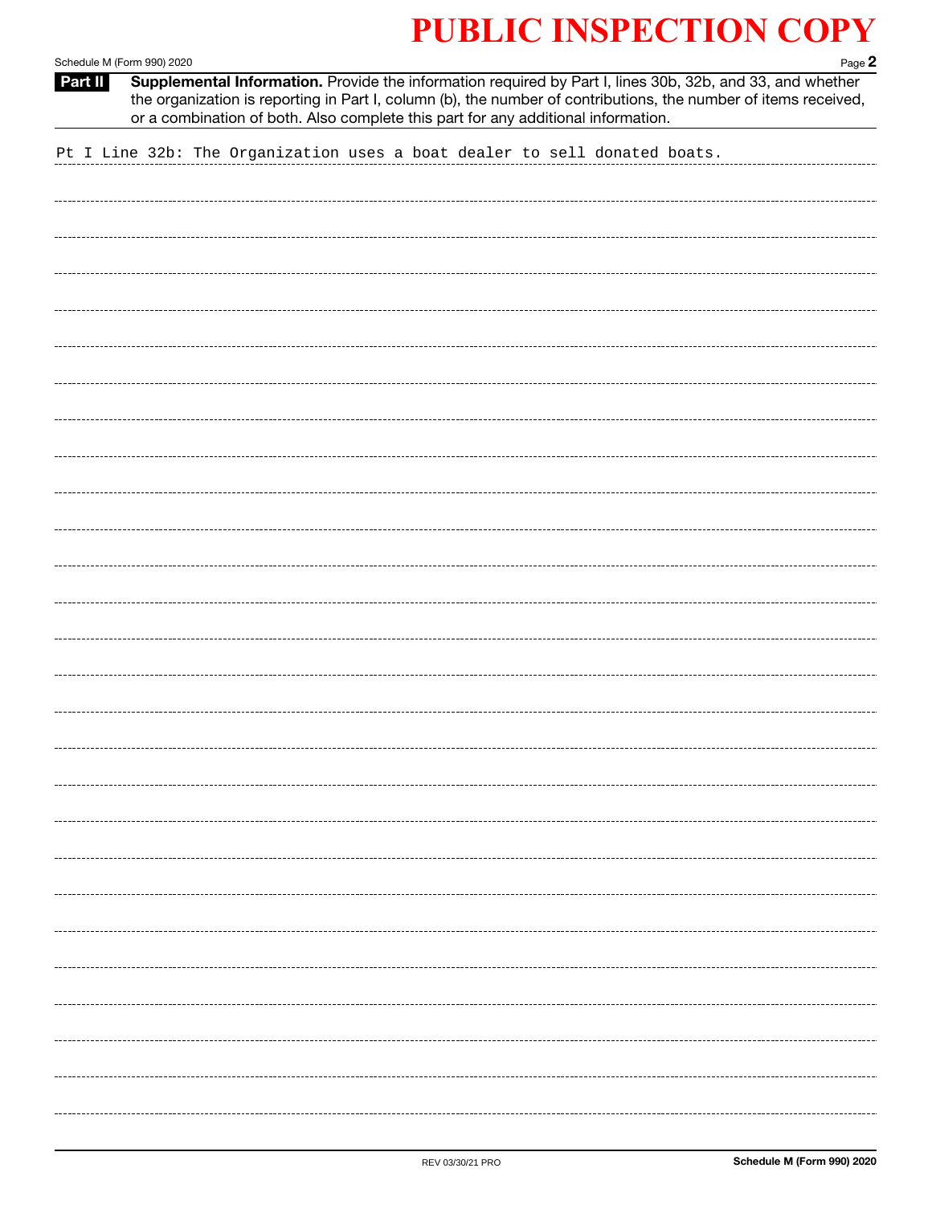# PUBLIC INSPECTION COPY

## Part II Supplemental Information.

Provide the information required by Part I, lines 30b, 32b, and 33, and whether the organization is reporting in Part I, column (b), the number of contributions, the number of items received, or a combination of both. Also complete this part for any additional information.

Pt I Line 32b: The Organization uses a boat dealer to sell donated boats.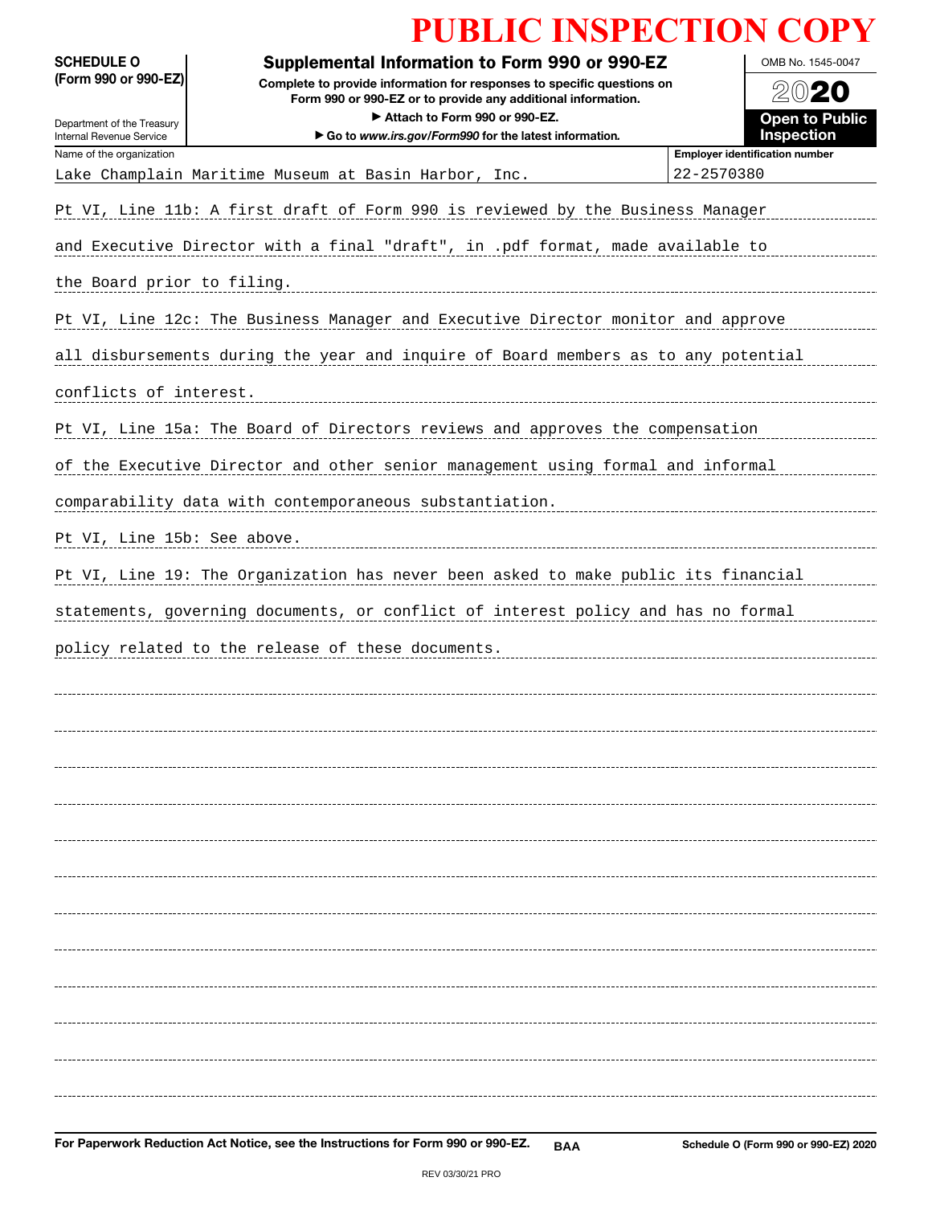**PUBLIC INSPECTION COPY**

**SCHEDULE O (Form 990 or 990-EZ)**

Department of the Treasury
Internal Revenue Service

# Supplemental Information to Form 990 or 990-EZ

**Complete to provide information for responses to specific questions on Form 990 or 990-EZ or to provide any additional information.**

► Attach to Form 990 or 990-EZ.

► Go to *www.irs.gov/Form990* for the latest information.

OMB No. 1545-0047

**2020**

**Open to Public Inspection**

| Name of the organization | Employer identification number |
|---|---|
| Lake Champlain Maritime Museum at Basin Harbor, Inc. | 22-2570380 |

Pt VI, Line 11b: A first draft of Form 990 is reviewed by the Business Manager and Executive Director with a final "draft", in .pdf format, made available to the Board prior to filing.

Pt VI, Line 12c: The Business Manager and Executive Director monitor and approve all disbursements during the year and inquire of Board members as to any potential conflicts of interest.

Pt VI, Line 15a: The Board of Directors reviews and approves the compensation of the Executive Director and other senior management using formal and informal comparability data with contemporaneous substantiation.

Pt VI, Line 15b: See above.

Pt VI, Line 19: The Organization has never been asked to make public its financial statements, governing documents, or conflict of interest policy and has no formal policy related to the release of these documents.

**For Paperwork Reduction Act Notice, see the Instructions for Form 990 or 990-EZ.** BAA **Schedule O (Form 990 or 990-EZ) 2020**

REV 03/30/21 PRO